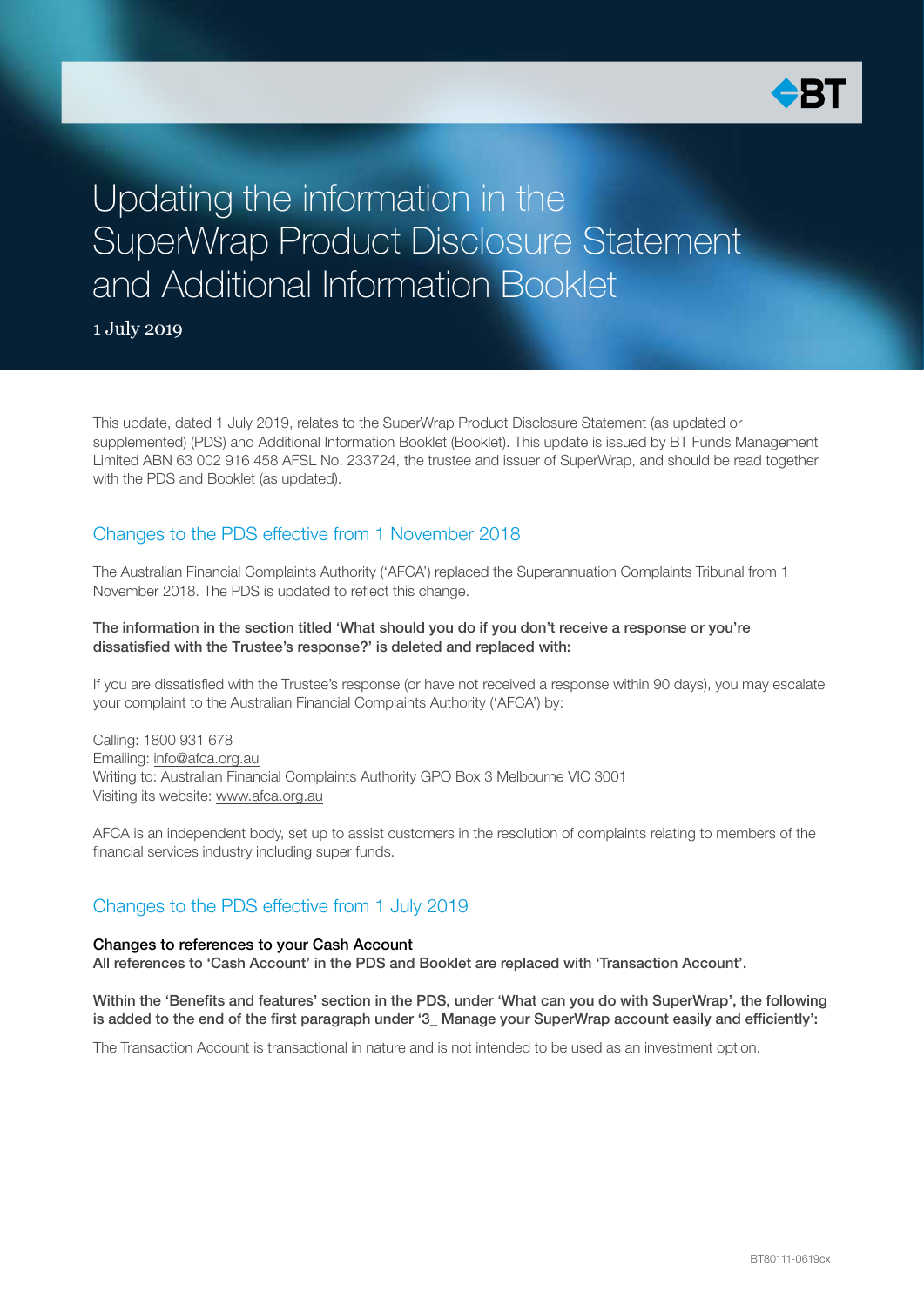# Updating the information in the SuperWrap Product Disclosure Statement and Additional Information Booklet

1 July 2019

This update, dated 1 July 2019, relates to the SuperWrap Product Disclosure Statement (as updated or supplemented) (PDS) and Additional Information Booklet (Booklet). This update is issued by BT Funds Management Limited ABN 63 002 916 458 AFSL No. 233724, the trustee and issuer of SuperWrap, and should be read together with the PDS and Booklet (as updated).

## Changes to the PDS effective from 1 November 2018

The Australian Financial Complaints Authority ('AFCA') replaced the Superannuation Complaints Tribunal from 1 November 2018. The PDS is updated to reflect this change.

**The information in the section titled 'What should you do if you don't receive a response or you're dissatisfied with the Trustee's response?' is deleted and replaced with:**

If you are dissatisfied with the Trustee's response (or have not received a response within 90 days), you may escalate your complaint to the Australian Financial Complaints Authority ('AFCA') by:

Calling: 1800 931 678
Emailing: info@afca.org.au
Writing to: Australian Financial Complaints Authority GPO Box 3 Melbourne VIC 3001
Visiting its website: www.afca.org.au

AFCA is an independent body, set up to assist customers in the resolution of complaints relating to members of the financial services industry including super funds.

## Changes to the PDS effective from 1 July 2019

**Changes to references to your Cash Account**
**All references to 'Cash Account' in the PDS and Booklet are replaced with 'Transaction Account'.**

**Within the 'Benefits and features' section in the PDS, under 'What can you do with SuperWrap', the following is added to the end of the first paragraph under '3_ Manage your SuperWrap account easily and efficiently':**

The Transaction Account is transactional in nature and is not intended to be used as an investment option.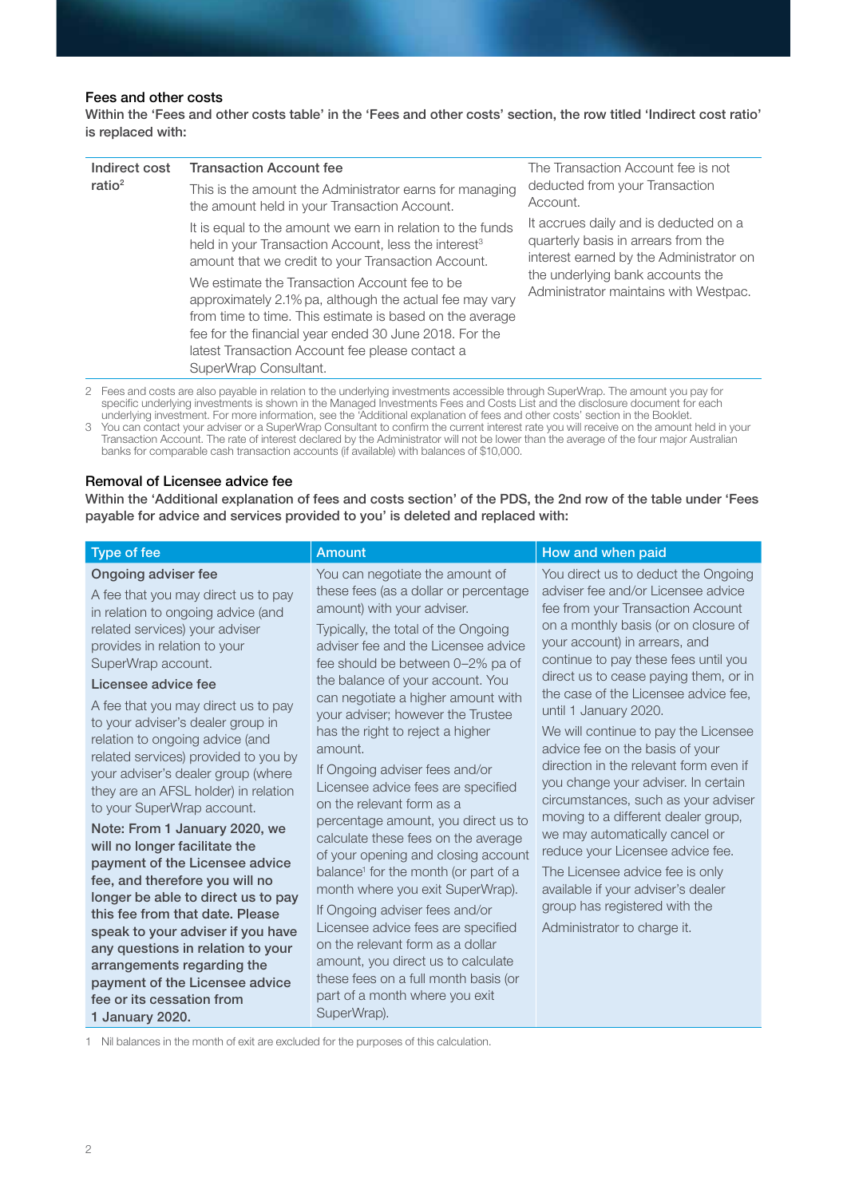### Fees and other costs

**Within the 'Fees and other costs table' in the 'Fees and other costs' section, the row titled 'Indirect cost ratio' is replaced with:**

| | | |
|---|---|---|
| Indirect cost ratio[2] | **Transaction Account fee**<br><br>This is the amount the Administrator earns for managing the amount held in your Transaction Account.<br><br>It is equal to the amount we earn in relation to the funds held in your Transaction Account, less the interest[3] amount that we credit to your Transaction Account.<br><br>We estimate the Transaction Account fee to be approximately 2.1% pa, although the actual fee may vary from time to time. This estimate is based on the average fee for the financial year ended 30 June 2018. For the latest Transaction Account fee please contact a SuperWrap Consultant. | The Transaction Account fee is not deducted from your Transaction Account.<br><br>It accrues daily and is deducted on a quarterly basis in arrears from the interest earned by the Administrator on the underlying bank accounts the Administrator maintains with Westpac. |

2 Fees and costs are also payable in relation to the underlying investments accessible through SuperWrap. The amount you pay for specific underlying investments is shown in the Managed Investments Fees and Costs List and the disclosure document for each underlying investment. For more information, see the 'Additional explanation of fees and other costs' section in the Booklet.

3 You can contact your adviser or a SuperWrap Consultant to confirm the current interest rate you will receive on the amount held in your Transaction Account. The rate of interest declared by the Administrator will not be lower than the average of the four major Australian banks for comparable cash transaction accounts (if available) with balances of $10,000.

### Removal of Licensee advice fee

**Within the 'Additional explanation of fees and costs section' of the PDS, the 2nd row of the table under 'Fees payable for advice and services provided to you' is deleted and replaced with:**

| Type of fee | Amount | How and when paid |
|---|---|---|
| **Ongoing adviser fee**<br><br>A fee that you may direct us to pay in relation to ongoing advice (and related services) your adviser provides in relation to your SuperWrap account.<br><br>**Licensee advice fee**<br><br>A fee that you may direct us to pay to your adviser's dealer group in relation to ongoing advice (and related services) provided to you by your adviser's dealer group (where they are an AFSL holder) in relation to your SuperWrap account.<br><br>**Note: From 1 January 2020, we will no longer facilitate the payment of the Licensee advice fee, and therefore you will no longer be able to direct us to pay this fee from that date. Please speak to your adviser if you have any questions in relation to your arrangements regarding the payment of the Licensee advice fee or its cessation from 1 January 2020.** | You can negotiate the amount of these fees (as a dollar or percentage amount) with your adviser.<br><br>Typically, the total of the Ongoing adviser fee and the Licensee advice fee should be between 0–2% pa of the balance of your account. You can negotiate a higher amount with your adviser; however the Trustee has the right to reject a higher amount.<br><br>If Ongoing adviser fees and/or Licensee advice fees are specified on the relevant form as a percentage amount, you direct us to calculate these fees on the average of your opening and closing account balance[1] for the month (or part of a month where you exit SuperWrap).<br><br>If Ongoing adviser fees and/or Licensee advice fees are specified on the relevant form as a dollar amount, you direct us to calculate these fees on a full month basis (or part of a month where you exit SuperWrap). | You direct us to deduct the Ongoing adviser fee and/or Licensee advice fee from your Transaction Account on a monthly basis (or on closure of your account) in arrears, and continue to pay these fees until you direct us to cease paying them, or in the case of the Licensee advice fee, until 1 January 2020.<br><br>We will continue to pay the Licensee advice fee on the basis of your direction in the relevant form even if you change your adviser. In certain circumstances, such as your adviser moving to a different dealer group, we may automatically cancel or reduce your Licensee advice fee.<br><br>The Licensee advice fee is only available if your adviser's dealer group has registered with the Administrator to charge it. |

1 Nil balances in the month of exit are excluded for the purposes of this calculation.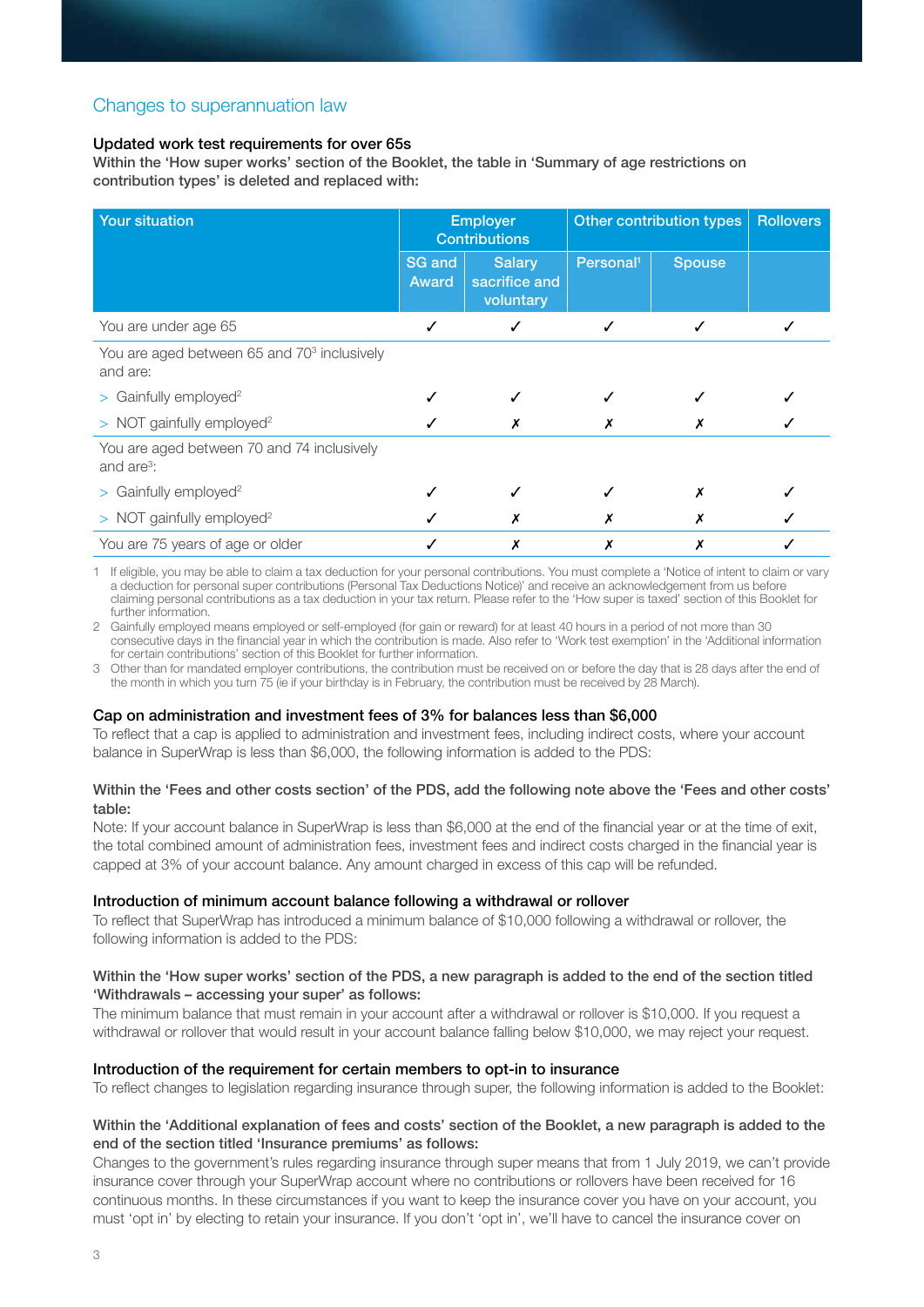## Changes to superannuation law

### Updated work test requirements for over 65s

**Within the 'How super works' section of the Booklet, the table in 'Summary of age restrictions on contribution types' is deleted and replaced with:**

| Your situation | Employer Contributions | | Other contribution types | | Rollovers |
|---|---|---|---|---|---|
| | SG and Award | Salary sacrifice and voluntary | Personal[1] | Spouse | |
| You are under age 65 | ✓ | ✓ | ✓ | ✓ | ✓ |
| You are aged between 65 and 70[3] inclusively and are: | | | | | |
| > Gainfully employed[2] | ✓ | ✓ | ✓ | ✓ | ✓ |
| > NOT gainfully employed[2] | ✓ | ✗ | ✗ | ✗ | ✓ |
| You are aged between 70 and 74 inclusively and are[3]: | | | | | |
| > Gainfully employed[2] | ✓ | ✓ | ✓ | ✗ | ✓ |
| > NOT gainfully employed[2] | ✓ | ✗ | ✗ | ✗ | ✓ |
| You are 75 years of age or older | ✓ | ✗ | ✗ | ✗ | ✓ |

1 If eligible, you may be able to claim a tax deduction for your personal contributions. You must complete a 'Notice of intent to claim or vary a deduction for personal super contributions (Personal Tax Deductions Notice)' and receive an acknowledgement from us before claiming personal contributions as a tax deduction in your tax return. Please refer to the 'How super is taxed' section of this Booklet for further information.

2 Gainfully employed means employed or self-employed (for gain or reward) for at least 40 hours in a period of not more than 30 consecutive days in the financial year in which the contribution is made. Also refer to 'Work test exemption' in the 'Additional information for certain contributions' section of this Booklet for further information.

3 Other than for mandated employer contributions, the contribution must be received on or before the day that is 28 days after the end of the month in which you turn 75 (ie if your birthday is in February, the contribution must be received by 28 March).

### Cap on administration and investment fees of 3% for balances less than $6,000

To reflect that a cap is applied to administration and investment fees, including indirect costs, where your account balance in SuperWrap is less than $6,000, the following information is added to the PDS:

**Within the 'Fees and other costs section' of the PDS, add the following note above the 'Fees and other costs' table:**

Note: If your account balance in SuperWrap is less than $6,000 at the end of the financial year or at the time of exit, the total combined amount of administration fees, investment fees and indirect costs charged in the financial year is capped at 3% of your account balance. Any amount charged in excess of this cap will be refunded.

### Introduction of minimum account balance following a withdrawal or rollover

To reflect that SuperWrap has introduced a minimum balance of $10,000 following a withdrawal or rollover, the following information is added to the PDS:

**Within the 'How super works' section of the PDS, a new paragraph is added to the end of the section titled 'Withdrawals – accessing your super' as follows:**

The minimum balance that must remain in your account after a withdrawal or rollover is $10,000. If you request a withdrawal or rollover that would result in your account balance falling below $10,000, we may reject your request.

### Introduction of the requirement for certain members to opt-in to insurance

To reflect changes to legislation regarding insurance through super, the following information is added to the Booklet:

**Within the 'Additional explanation of fees and costs' section of the Booklet, a new paragraph is added to the end of the section titled 'Insurance premiums' as follows:**

Changes to the government's rules regarding insurance through super means that from 1 July 2019, we can't provide insurance cover through your SuperWrap account where no contributions or rollovers have been received for 16 continuous months. In these circumstances if you want to keep the insurance cover you have on your account, you must 'opt in' by electing to retain your insurance. If you don't 'opt in', we'll have to cancel the insurance cover on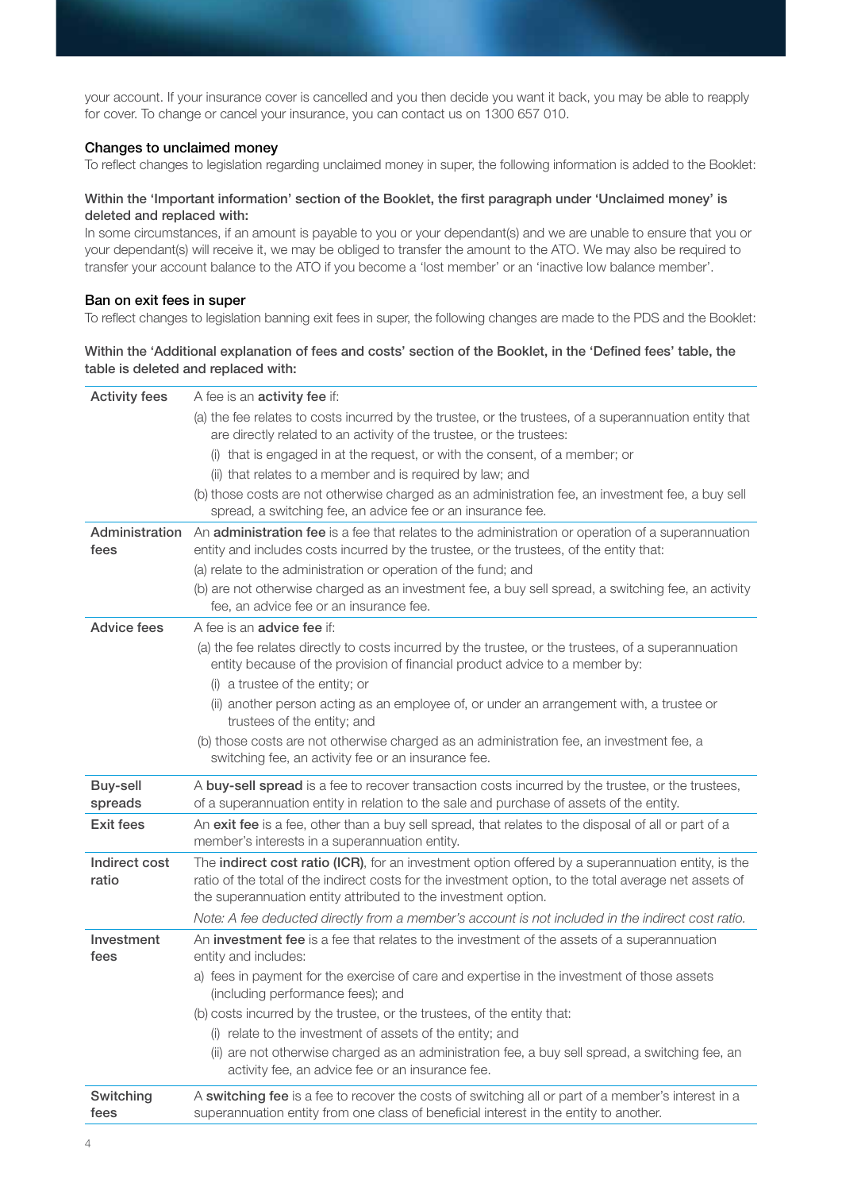your account. If your insurance cover is cancelled and you then decide you want it back, you may be able to reapply for cover. To change or cancel your insurance, you can contact us on 1300 657 010.

### Changes to unclaimed money

To reflect changes to legislation regarding unclaimed money in super, the following information is added to the Booklet:

**Within the 'Important information' section of the Booklet, the first paragraph under 'Unclaimed money' is deleted and replaced with:**

In some circumstances, if an amount is payable to you or your dependant(s) and we are unable to ensure that you or your dependant(s) will receive it, we may be obliged to transfer the amount to the ATO. We may also be required to transfer your account balance to the ATO if you become a 'lost member' or an 'inactive low balance member'.

### Ban on exit fees in super

To reflect changes to legislation banning exit fees in super, the following changes are made to the PDS and the Booklet:

**Within the 'Additional explanation of fees and costs' section of the Booklet, in the 'Defined fees' table, the table is deleted and replaced with:**

| | |
|---|---|
| Activity fees | A fee is an **activity fee** if:<br>(a) the fee relates to costs incurred by the trustee, or the trustees, of a superannuation entity that are directly related to an activity of the trustee, or the trustees:<br>(i) that is engaged in at the request, or with the consent, of a member; or<br>(ii) that relates to a member and is required by law; and<br>(b) those costs are not otherwise charged as an administration fee, an investment fee, a buy sell spread, a switching fee, an advice fee or an insurance fee. |
| Administration fees | An **administration fee** is a fee that relates to the administration or operation of a superannuation entity and includes costs incurred by the trustee, or the trustees, of the entity that:<br>(a) relate to the administration or operation of the fund; and<br>(b) are not otherwise charged as an investment fee, a buy sell spread, a switching fee, an activity fee, an advice fee or an insurance fee. |
| Advice fees | A fee is an **advice fee** if:<br>(a) the fee relates directly to costs incurred by the trustee, or the trustees, of a superannuation entity because of the provision of financial product advice to a member by:<br>(i) a trustee of the entity; or<br>(ii) another person acting as an employee of, or under an arrangement with, a trustee or trustees of the entity; and<br>(b) those costs are not otherwise charged as an administration fee, an investment fee, a switching fee, an activity fee or an insurance fee. |
| Buy-sell spreads | A **buy-sell spread** is a fee to recover transaction costs incurred by the trustee, or the trustees, of a superannuation entity in relation to the sale and purchase of assets of the entity. |
| Exit fees | An **exit fee** is a fee, other than a buy sell spread, that relates to the disposal of all or part of a member's interests in a superannuation entity. |
| Indirect cost ratio | The **indirect cost ratio (ICR)**, for an investment option offered by a superannuation entity, is the ratio of the total of the indirect costs for the investment option, to the total average net assets of the superannuation entity attributed to the investment option.<br>*Note: A fee deducted directly from a member's account is not included in the indirect cost ratio.* |
| Investment fees | An **investment fee** is a fee that relates to the investment of the assets of a superannuation entity and includes:<br>a) fees in payment for the exercise of care and expertise in the investment of those assets (including performance fees); and<br>(b) costs incurred by the trustee, or the trustees, of the entity that:<br>(i) relate to the investment of assets of the entity; and<br>(ii) are not otherwise charged as an administration fee, a buy sell spread, a switching fee, an activity fee, an advice fee or an insurance fee. |
| Switching fees | A **switching fee** is a fee to recover the costs of switching all or part of a member's interest in a superannuation entity from one class of beneficial interest in the entity to another. |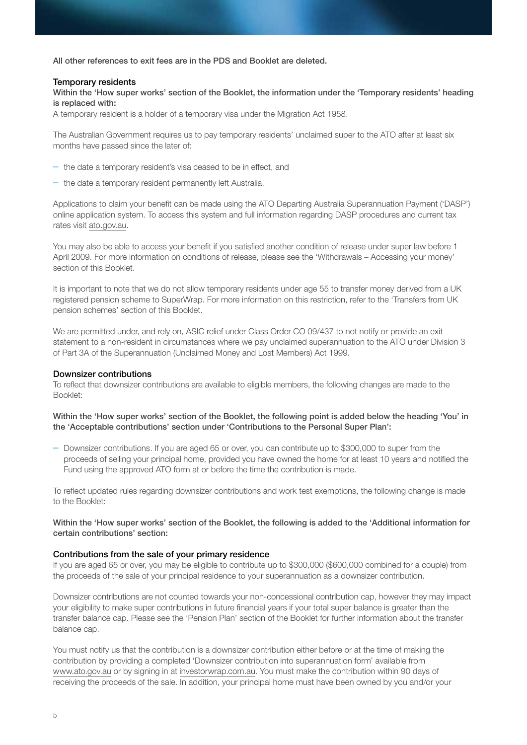**All other references to exit fees are in the PDS and Booklet are deleted.**

### Temporary residents

**Within the 'How super works' section of the Booklet, the information under the 'Temporary residents' heading is replaced with:**

A temporary resident is a holder of a temporary visa under the Migration Act 1958.

The Australian Government requires us to pay temporary residents' unclaimed super to the ATO after at least six months have passed since the later of:

- the date a temporary resident's visa ceased to be in effect, and
- the date a temporary resident permanently left Australia.

Applications to claim your benefit can be made using the ATO Departing Australia Superannuation Payment ('DASP') online application system. To access this system and full information regarding DASP procedures and current tax rates visit ato.gov.au.

You may also be able to access your benefit if you satisfied another condition of release under super law before 1 April 2009. For more information on conditions of release, please see the 'Withdrawals – Accessing your money' section of this Booklet.

It is important to note that we do not allow temporary residents under age 55 to transfer money derived from a UK registered pension scheme to SuperWrap. For more information on this restriction, refer to the 'Transfers from UK pension schemes' section of this Booklet.

We are permitted under, and rely on, ASIC relief under Class Order CO 09/437 to not notify or provide an exit statement to a non-resident in circumstances where we pay unclaimed superannuation to the ATO under Division 3 of Part 3A of the Superannuation (Unclaimed Money and Lost Members) Act 1999.

### Downsizer contributions

To reflect that downsizer contributions are available to eligible members, the following changes are made to the Booklet:

**Within the 'How super works' section of the Booklet, the following point is added below the heading 'You' in the 'Acceptable contributions' section under 'Contributions to the Personal Super Plan':**

- Downsizer contributions. If you are aged 65 or over, you can contribute up to $300,000 to super from the proceeds of selling your principal home, provided you have owned the home for at least 10 years and notified the Fund using the approved ATO form at or before the time the contribution is made.

To reflect updated rules regarding downsizer contributions and work test exemptions, the following change is made to the Booklet:

**Within the 'How super works' section of the Booklet, the following is added to the 'Additional information for certain contributions' section:**

### Contributions from the sale of your primary residence

If you are aged 65 or over, you may be eligible to contribute up to $300,000 ($600,000 combined for a couple) from the proceeds of the sale of your principal residence to your superannuation as a downsizer contribution.

Downsizer contributions are not counted towards your non-concessional contribution cap, however they may impact your eligibility to make super contributions in future financial years if your total super balance is greater than the transfer balance cap. Please see the 'Pension Plan' section of the Booklet for further information about the transfer balance cap.

You must notify us that the contribution is a downsizer contribution either before or at the time of making the contribution by providing a completed 'Downsizer contribution into superannuation form' available from www.ato.gov.au or by signing in at investorwrap.com.au. You must make the contribution within 90 days of receiving the proceeds of the sale. In addition, your principal home must have been owned by you and/or your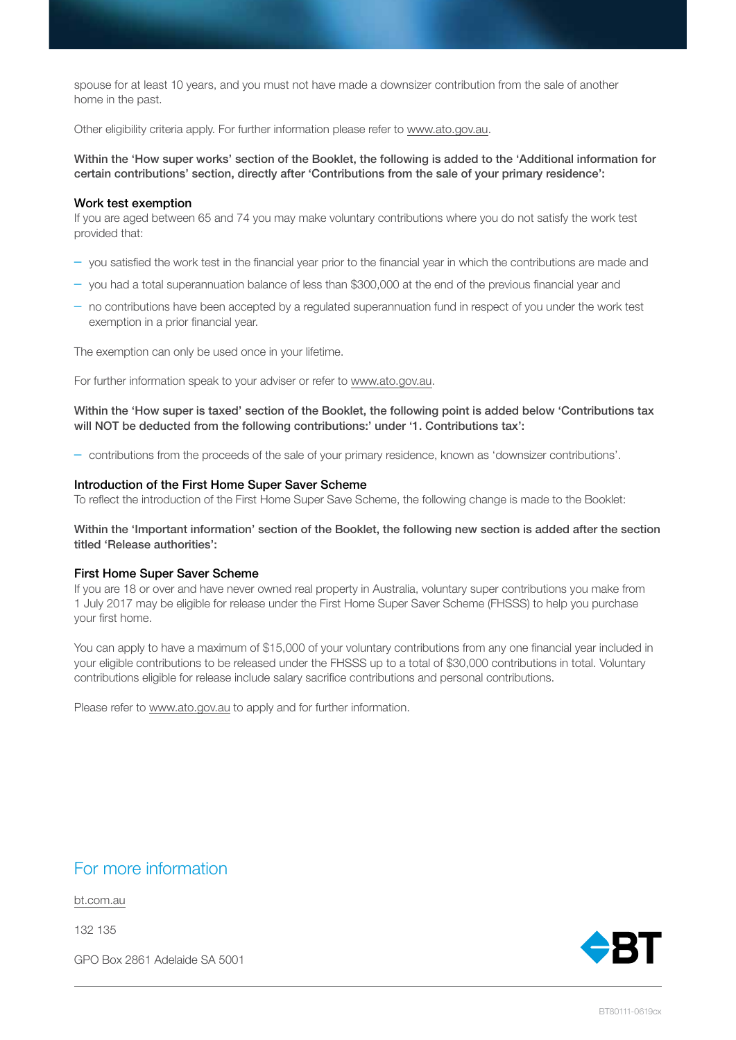spouse for at least 10 years, and you must not have made a downsizer contribution from the sale of another home in the past.

Other eligibility criteria apply. For further information please refer to www.ato.gov.au.

**Within the 'How super works' section of the Booklet, the following is added to the 'Additional information for certain contributions' section, directly after 'Contributions from the sale of your primary residence':**

### Work test exemption

If you are aged between 65 and 74 you may make voluntary contributions where you do not satisfy the work test provided that:

- you satisfied the work test in the financial year prior to the financial year in which the contributions are made and
- you had a total superannuation balance of less than $300,000 at the end of the previous financial year and
- no contributions have been accepted by a regulated superannuation fund in respect of you under the work test exemption in a prior financial year.

The exemption can only be used once in your lifetime.

For further information speak to your adviser or refer to www.ato.gov.au.

**Within the 'How super is taxed' section of the Booklet, the following point is added below 'Contributions tax will NOT be deducted from the following contributions:' under '1. Contributions tax':**

- contributions from the proceeds of the sale of your primary residence, known as 'downsizer contributions'.

### Introduction of the First Home Super Saver Scheme

To reflect the introduction of the First Home Super Save Scheme, the following change is made to the Booklet:

**Within the 'Important information' section of the Booklet, the following new section is added after the section titled 'Release authorities':**

### First Home Super Saver Scheme

If you are 18 or over and have never owned real property in Australia, voluntary super contributions you make from 1 July 2017 may be eligible for release under the First Home Super Saver Scheme (FHSSS) to help you purchase your first home.

You can apply to have a maximum of $15,000 of your voluntary contributions from any one financial year included in your eligible contributions to be released under the FHSSS up to a total of $30,000 contributions in total. Voluntary contributions eligible for release include salary sacrifice contributions and personal contributions.

Please refer to www.ato.gov.au to apply and for further information.

## For more information

bt.com.au

132 135

GPO Box 2861 Adelaide SA 5001

BT

BT80111-0619cx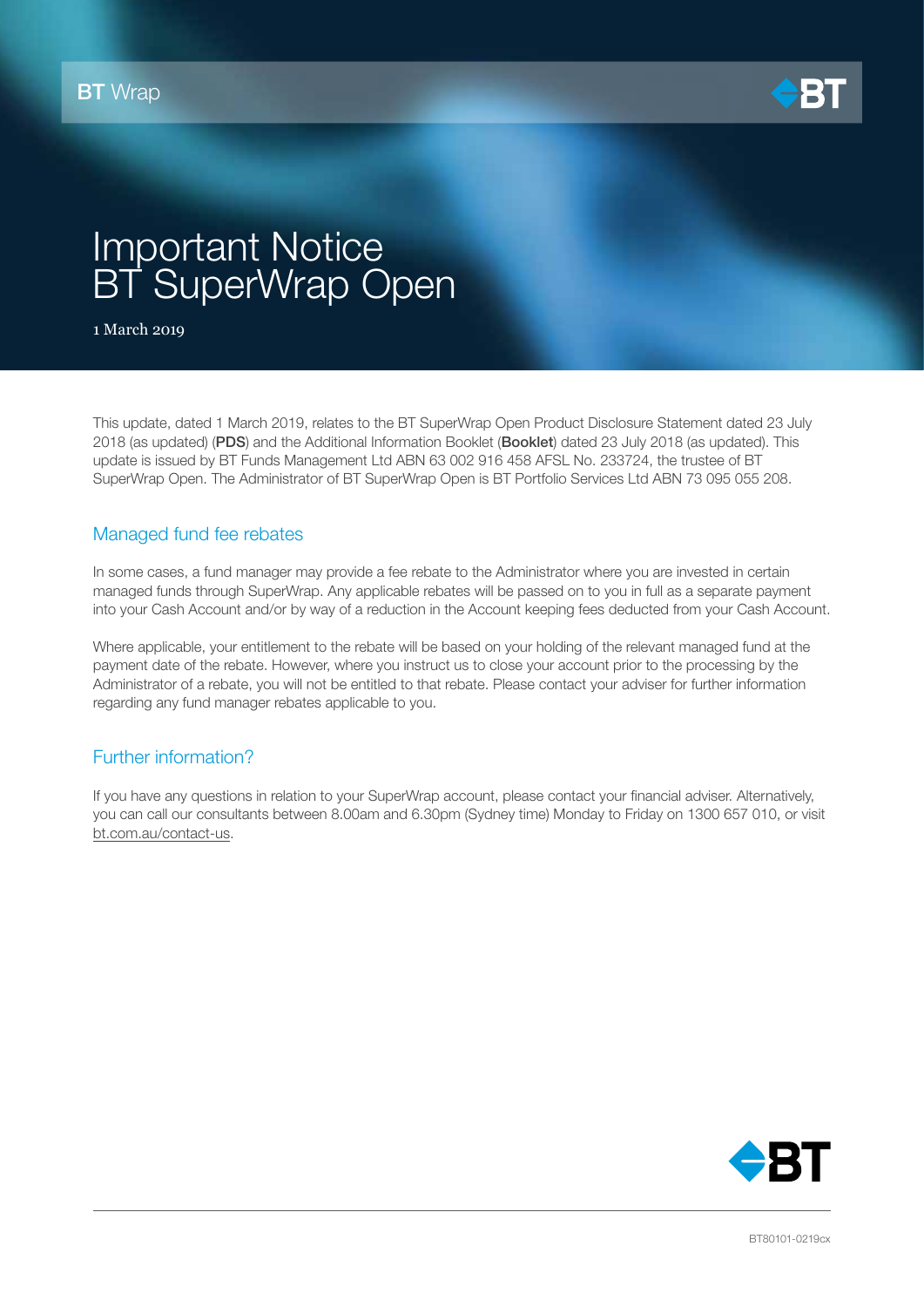BT Wrap

# Important Notice BT SuperWrap Open

1 March 2019

This update, dated 1 March 2019, relates to the BT SuperWrap Open Product Disclosure Statement dated 23 July 2018 (as updated) (**PDS**) and the Additional Information Booklet (**Booklet**) dated 23 July 2018 (as updated). This update is issued by BT Funds Management Ltd ABN 63 002 916 458 AFSL No. 233724, the trustee of BT SuperWrap Open. The Administrator of BT SuperWrap Open is BT Portfolio Services Ltd ABN 73 095 055 208.

## Managed fund fee rebates

In some cases, a fund manager may provide a fee rebate to the Administrator where you are invested in certain managed funds through SuperWrap. Any applicable rebates will be passed on to you in full as a separate payment into your Cash Account and/or by way of a reduction in the Account keeping fees deducted from your Cash Account.

Where applicable, your entitlement to the rebate will be based on your holding of the relevant managed fund at the payment date of the rebate. However, where you instruct us to close your account prior to the processing by the Administrator of a rebate, you will not be entitled to that rebate. Please contact your adviser for further information regarding any fund manager rebates applicable to you.

## Further information?

If you have any questions in relation to your SuperWrap account, please contact your financial adviser. Alternatively, you can call our consultants between 8.00am and 6.30pm (Sydney time) Monday to Friday on 1300 657 010, or visit bt.com.au/contact-us.

BT80101-0219cx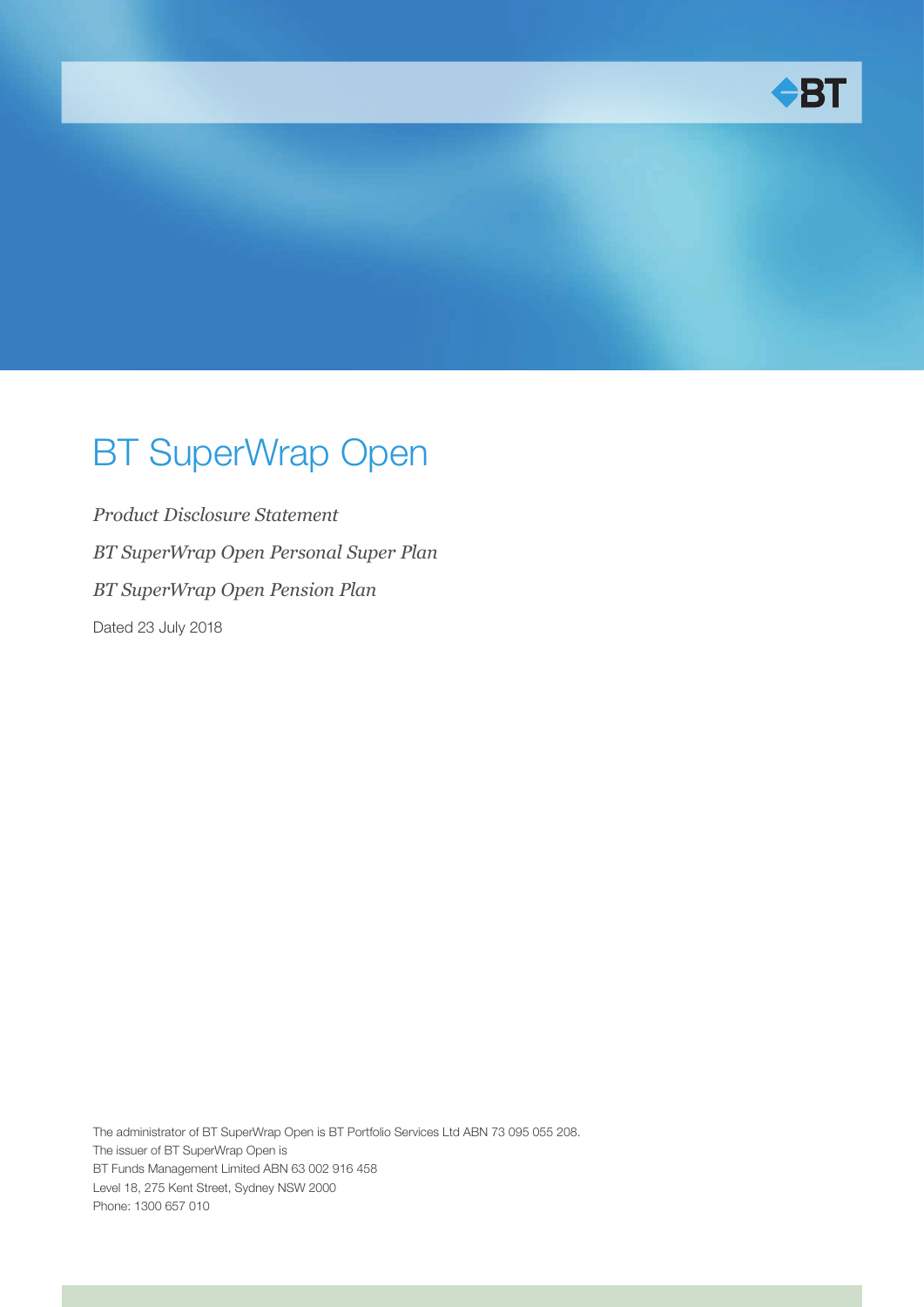# BT SuperWrap Open

*Product Disclosure Statement*

*BT SuperWrap Open Personal Super Plan*

*BT SuperWrap Open Pension Plan*

Dated 23 July 2018

The administrator of BT SuperWrap Open is BT Portfolio Services Ltd ABN 73 095 055 208.
The issuer of BT SuperWrap Open is
BT Funds Management Limited ABN 63 002 916 458
Level 18, 275 Kent Street, Sydney NSW 2000
Phone: 1300 657 010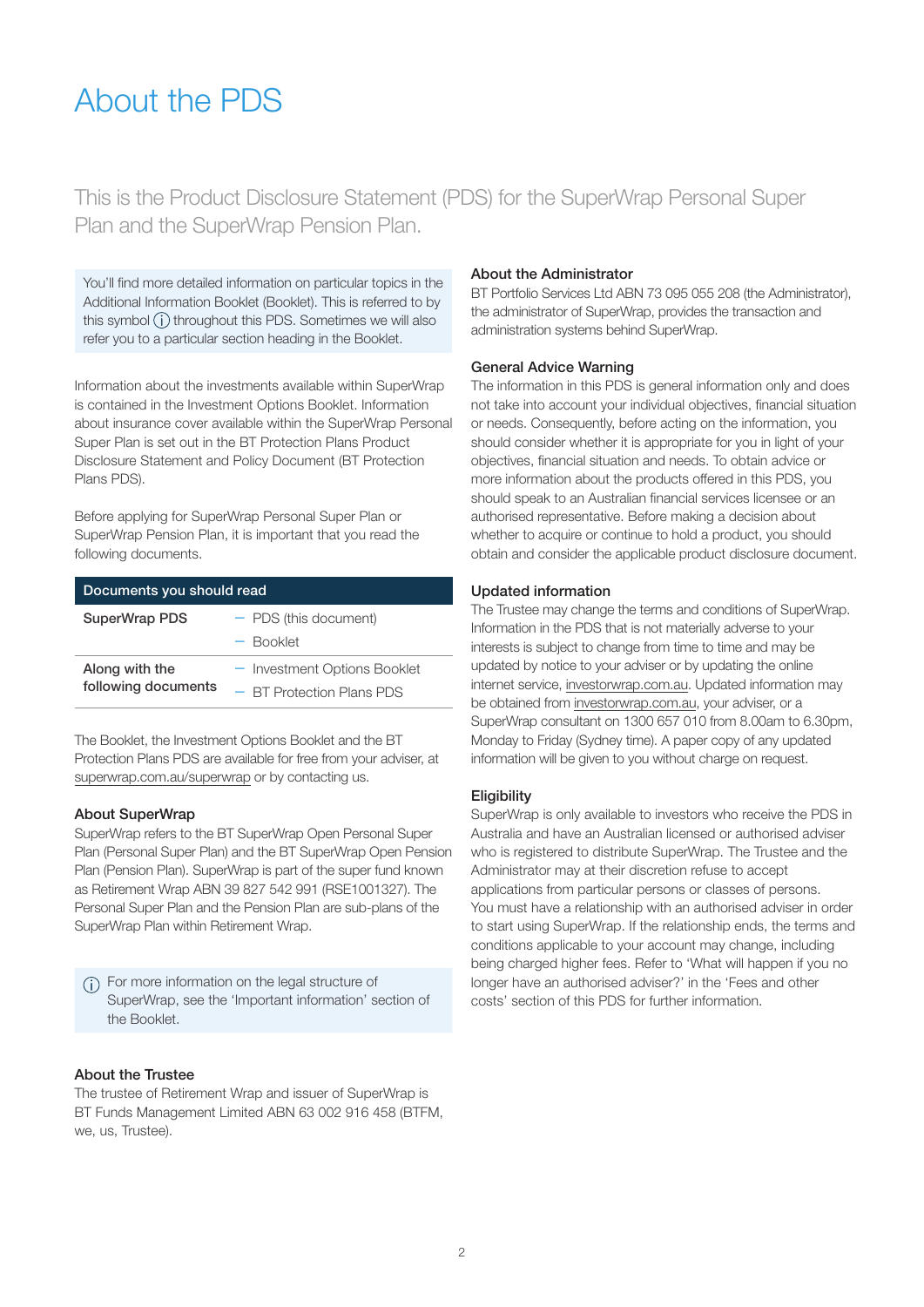# About the PDS

This is the Product Disclosure Statement (PDS) for the SuperWrap Personal Super Plan and the SuperWrap Pension Plan.

You'll find more detailed information on particular topics in the Additional Information Booklet (Booklet). This is referred to by this symbol ⓘ throughout this PDS. Sometimes we will also refer you to a particular section heading in the Booklet.

Information about the investments available within SuperWrap is contained in the Investment Options Booklet. Information about insurance cover available within the SuperWrap Personal Super Plan is set out in the BT Protection Plans Product Disclosure Statement and Policy Document (BT Protection Plans PDS).

Before applying for SuperWrap Personal Super Plan or SuperWrap Pension Plan, it is important that you read the following documents.

| Documents you should read | |
|---|---|
| **SuperWrap PDS** | – PDS (this document)<br>– Booklet |
| **Along with the following documents** | – Investment Options Booklet<br>– BT Protection Plans PDS |

The Booklet, the Investment Options Booklet and the BT Protection Plans PDS are available for free from your adviser, at superwrap.com.au/superwrap or by contacting us.

### About SuperWrap

SuperWrap refers to the BT SuperWrap Open Personal Super Plan (Personal Super Plan) and the BT SuperWrap Open Pension Plan (Pension Plan). SuperWrap is part of the super fund known as Retirement Wrap ABN 39 827 542 991 (RSE1001327). The Personal Super Plan and the Pension Plan are sub-plans of the SuperWrap Plan within Retirement Wrap.

ⓘ For more information on the legal structure of SuperWrap, see the 'Important information' section of the Booklet.

### About the Trustee

The trustee of Retirement Wrap and issuer of SuperWrap is BT Funds Management Limited ABN 63 002 916 458 (BTFM, we, us, Trustee).

### About the Administrator

BT Portfolio Services Ltd ABN 73 095 055 208 (the Administrator), the administrator of SuperWrap, provides the transaction and administration systems behind SuperWrap.

### General Advice Warning

The information in this PDS is general information only and does not take into account your individual objectives, financial situation or needs. Consequently, before acting on the information, you should consider whether it is appropriate for you in light of your objectives, financial situation and needs. To obtain advice or more information about the products offered in this PDS, you should speak to an Australian financial services licensee or an authorised representative. Before making a decision about whether to acquire or continue to hold a product, you should obtain and consider the applicable product disclosure document.

### Updated information

The Trustee may change the terms and conditions of SuperWrap. Information in the PDS that is not materially adverse to your interests is subject to change from time to time and may be updated by notice to your adviser or by updating the online internet service, investorwrap.com.au. Updated information may be obtained from investorwrap.com.au, your adviser, or a SuperWrap consultant on 1300 657 010 from 8.00am to 6.30pm, Monday to Friday (Sydney time). A paper copy of any updated information will be given to you without charge on request.

### Eligibility

SuperWrap is only available to investors who receive the PDS in Australia and have an Australian licensed or authorised adviser who is registered to distribute SuperWrap. The Trustee and the Administrator may at their discretion refuse to accept applications from particular persons or classes of persons. You must have a relationship with an authorised adviser in order to start using SuperWrap. If the relationship ends, the terms and conditions applicable to your account may change, including being charged higher fees. Refer to 'What will happen if you no longer have an authorised adviser?' in the 'Fees and other costs' section of this PDS for further information.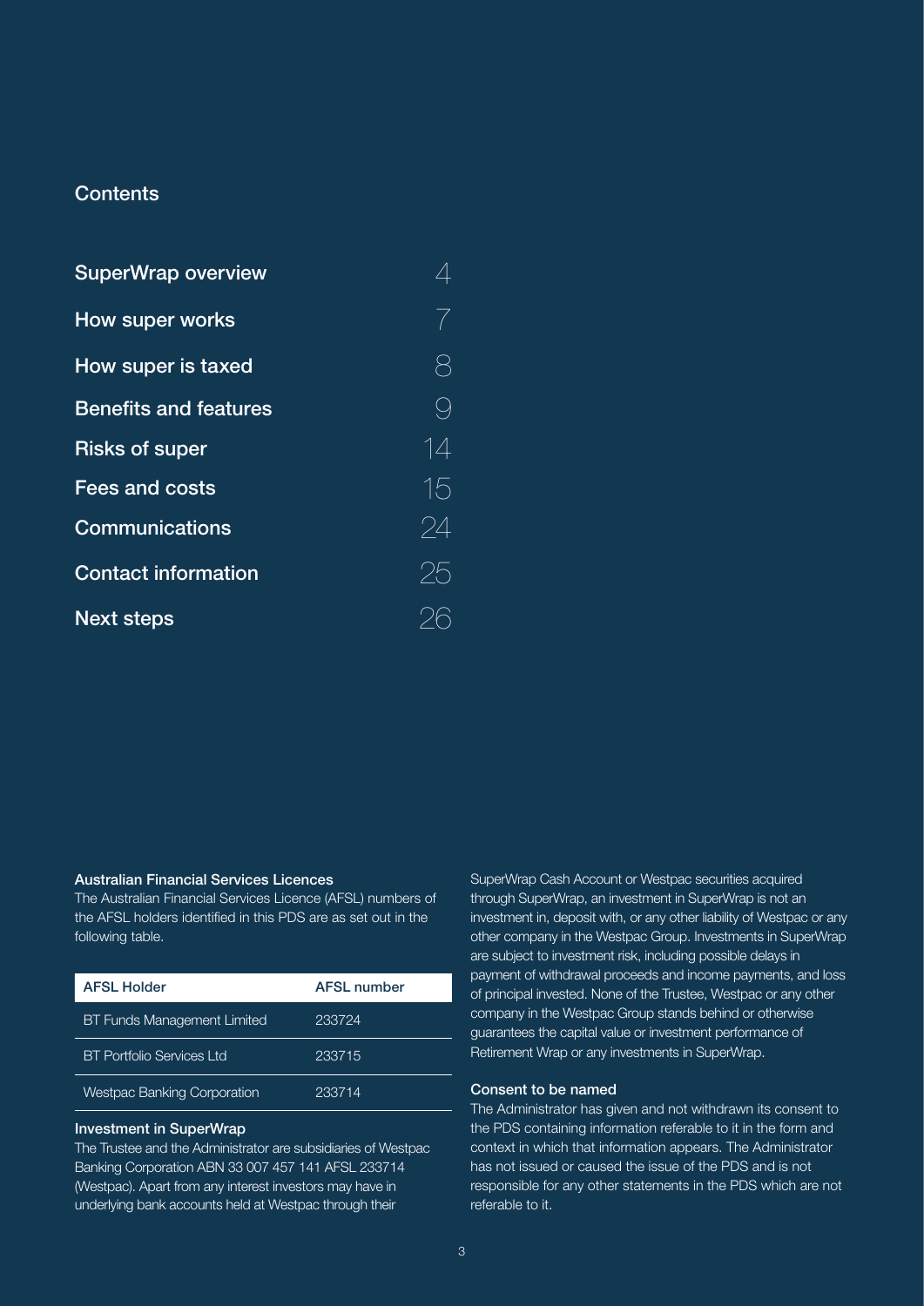## Contents

| | |
|---|---|
| **SuperWrap overview** | 4 |
| **How super works** | 7 |
| **How super is taxed** | 8 |
| **Benefits and features** | 9 |
| **Risks of super** | 14 |
| **Fees and costs** | 15 |
| **Communications** | 24 |
| **Contact information** | 25 |
| **Next steps** | 26 |

### Australian Financial Services Licences

The Australian Financial Services Licence (AFSL) numbers of the AFSL holders identified in this PDS are as set out in the following table.

| AFSL Holder | AFSL number |
|---|---|
| BT Funds Management Limited | 233724 |
| BT Portfolio Services Ltd | 233715 |
| Westpac Banking Corporation | 233714 |

### Investment in SuperWrap

The Trustee and the Administrator are subsidiaries of Westpac Banking Corporation ABN 33 007 457 141 AFSL 233714 (Westpac). Apart from any interest investors may have in underlying bank accounts held at Westpac through their SuperWrap Cash Account or Westpac securities acquired through SuperWrap, an investment in SuperWrap is not an investment in, deposit with, or any other liability of Westpac or any other company in the Westpac Group. Investments in SuperWrap are subject to investment risk, including possible delays in payment of withdrawal proceeds and income payments, and loss of principal invested. None of the Trustee, Westpac or any other company in the Westpac Group stands behind or otherwise guarantees the capital value or investment performance of Retirement Wrap or any investments in SuperWrap.

### Consent to be named

The Administrator has given and not withdrawn its consent to the PDS containing information referable to it in the form and context in which that information appears. The Administrator has not issued or caused the issue of the PDS and is not responsible for any other statements in the PDS which are not referable to it.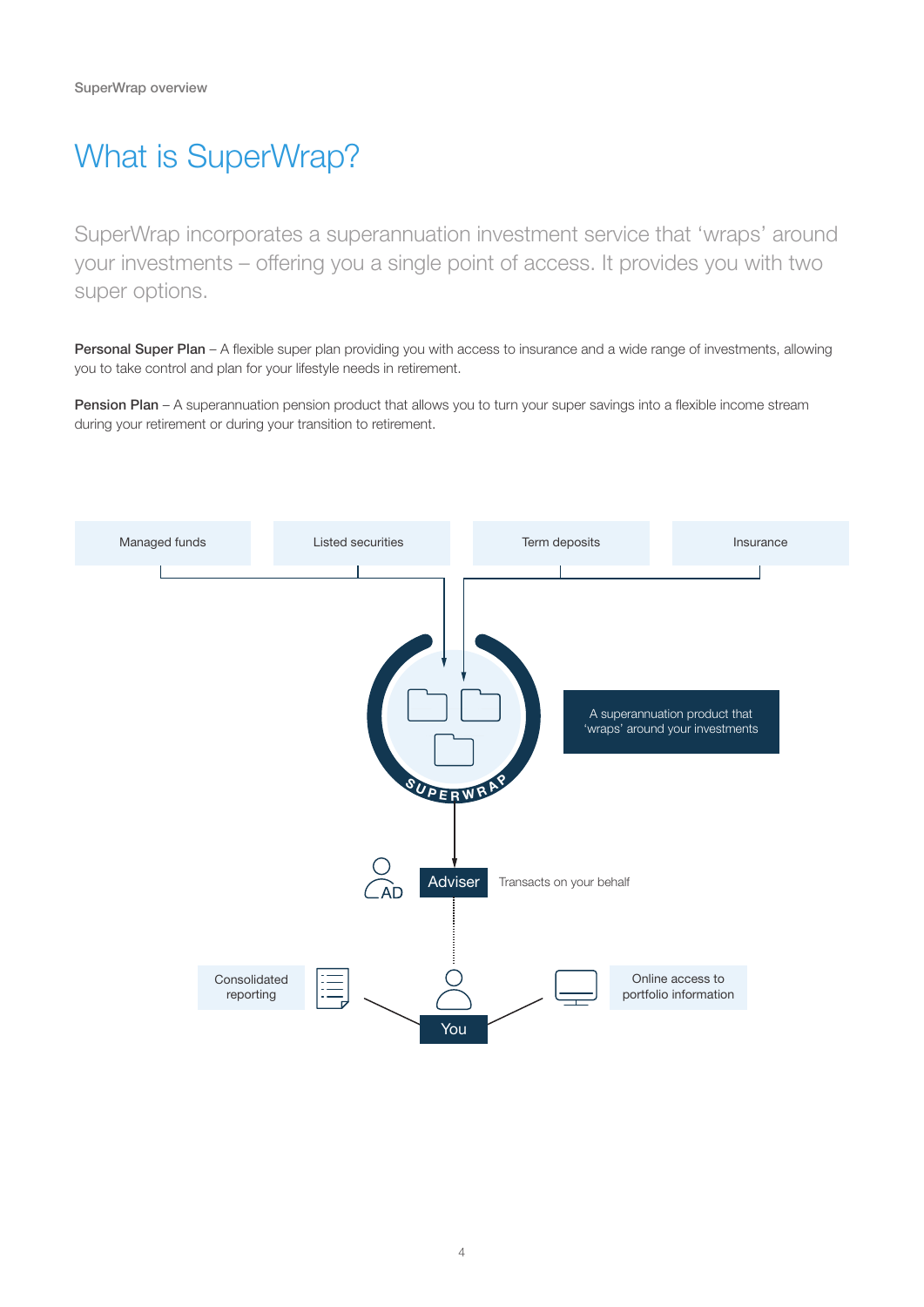# What is SuperWrap?

SuperWrap incorporates a superannuation investment service that 'wraps' around your investments – offering you a single point of access. It provides you with two super options.

**Personal Super Plan** – A flexible super plan providing you with access to insurance and a wide range of investments, allowing you to take control and plan for your lifestyle needs in retirement.

**Pension Plan** – A superannuation pension product that allows you to turn your super savings into a flexible income stream during your retirement or during your transition to retirement.

Managed funds

Listed securities

Term deposits

Insurance

SUPERWRAP

A superannuation product that 'wraps' around your investments

AD

Adviser

Transacts on your behalf

Consolidated reporting

You

Online access to portfolio information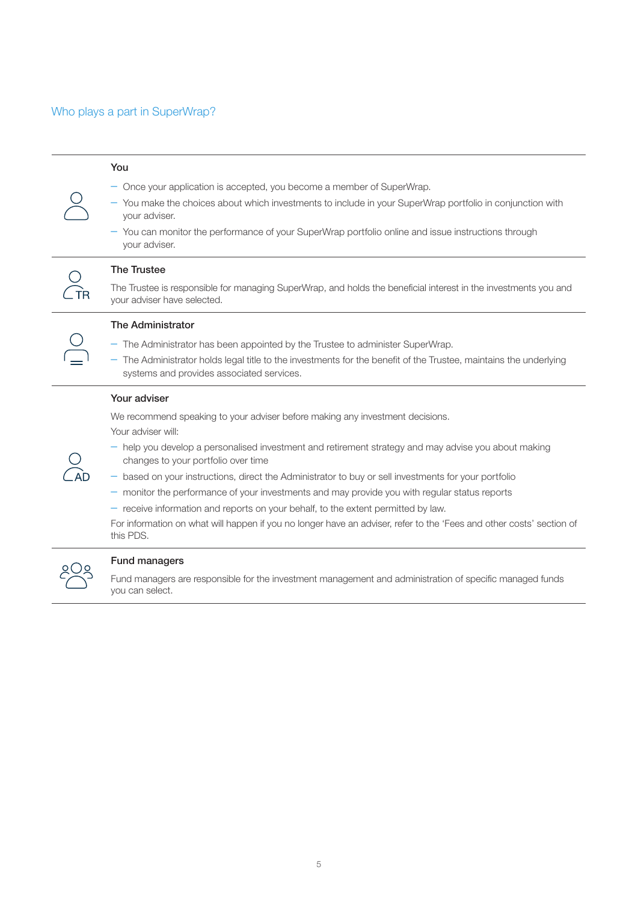## Who plays a part in SuperWrap?

### You

- Once your application is accepted, you become a member of SuperWrap.
- You make the choices about which investments to include in your SuperWrap portfolio in conjunction with your adviser.
- You can monitor the performance of your SuperWrap portfolio online and issue instructions through your adviser.

### The Trustee

The Trustee is responsible for managing SuperWrap, and holds the beneficial interest in the investments you and your adviser have selected.

### The Administrator

- The Administrator has been appointed by the Trustee to administer SuperWrap.
- The Administrator holds legal title to the investments for the benefit of the Trustee, maintains the underlying systems and provides associated services.

### Your adviser

We recommend speaking to your adviser before making any investment decisions.

Your adviser will:

- help you develop a personalised investment and retirement strategy and may advise you about making changes to your portfolio over time
- based on your instructions, direct the Administrator to buy or sell investments for your portfolio
- monitor the performance of your investments and may provide you with regular status reports
- receive information and reports on your behalf, to the extent permitted by law.

For information on what will happen if you no longer have an adviser, refer to the 'Fees and other costs' section of this PDS.

### Fund managers

Fund managers are responsible for the investment management and administration of specific managed funds you can select.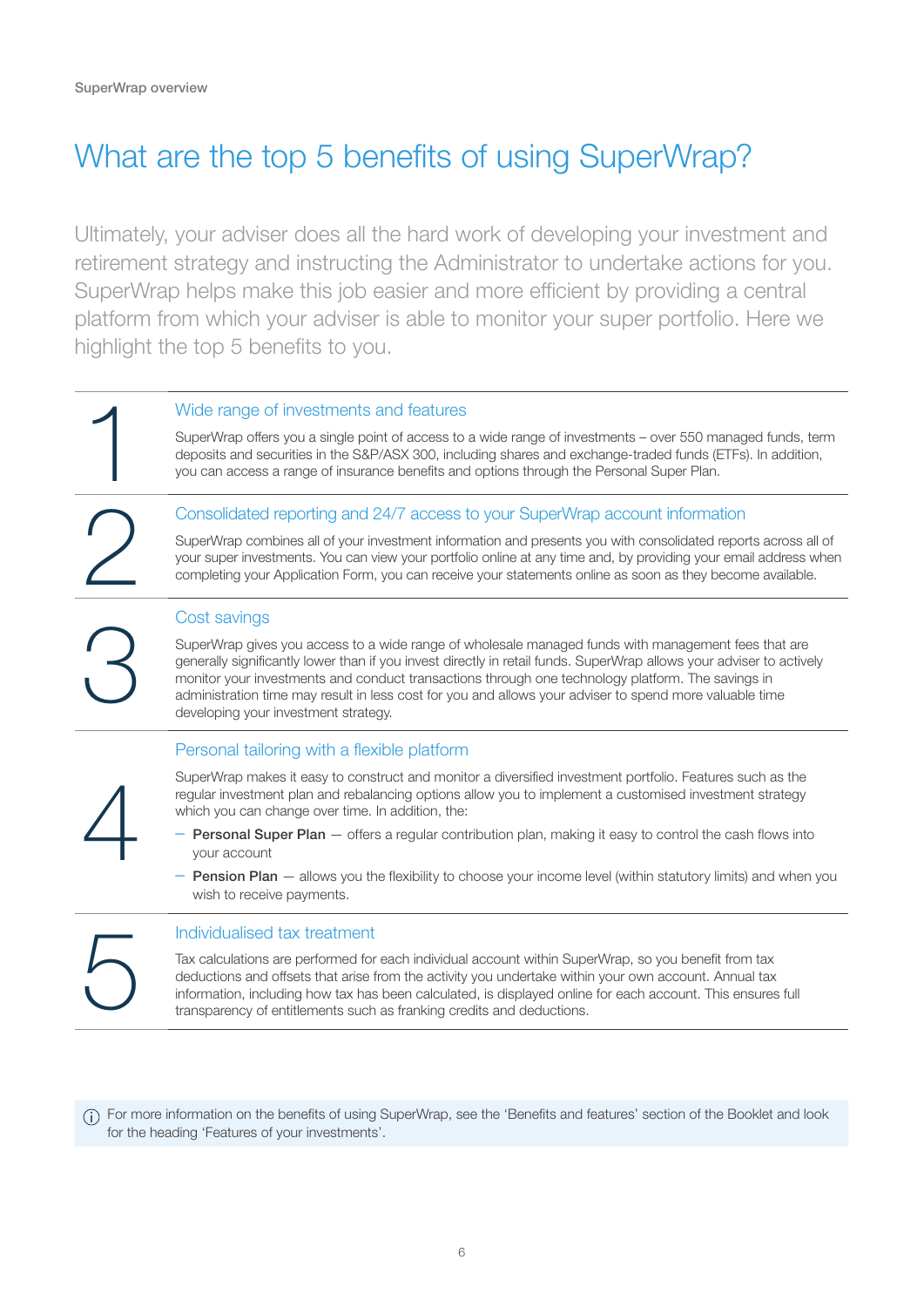# What are the top 5 benefits of using SuperWrap?

Ultimately, your adviser does all the hard work of developing your investment and retirement strategy and instructing the Administrator to undertake actions for you. SuperWrap helps make this job easier and more efficient by providing a central platform from which your adviser is able to monitor your super portfolio. Here we highlight the top 5 benefits to you.

## 1 Wide range of investments and features

SuperWrap offers you a single point of access to a wide range of investments – over 550 managed funds, term deposits and securities in the S&P/ASX 300, including shares and exchange-traded funds (ETFs). In addition, you can access a range of insurance benefits and options through the Personal Super Plan.

## 2 Consolidated reporting and 24/7 access to your SuperWrap account information

SuperWrap combines all of your investment information and presents you with consolidated reports across all of your super investments. You can view your portfolio online at any time and, by providing your email address when completing your Application Form, you can receive your statements online as soon as they become available.

## 3 Cost savings

SuperWrap gives you access to a wide range of wholesale managed funds with management fees that are generally significantly lower than if you invest directly in retail funds. SuperWrap allows your adviser to actively monitor your investments and conduct transactions through one technology platform. The savings in administration time may result in less cost for you and allows your adviser to spend more valuable time developing your investment strategy.

## 4 Personal tailoring with a flexible platform

SuperWrap makes it easy to construct and monitor a diversified investment portfolio. Features such as the regular investment plan and rebalancing options allow you to implement a customised investment strategy which you can change over time. In addition, the:

- **Personal Super Plan** — offers a regular contribution plan, making it easy to control the cash flows into your account
- **Pension Plan** — allows you the flexibility to choose your income level (within statutory limits) and when you wish to receive payments.

## 5 Individualised tax treatment

Tax calculations are performed for each individual account within SuperWrap, so you benefit from tax deductions and offsets that arise from the activity you undertake within your own account. Annual tax information, including how tax has been calculated, is displayed online for each account. This ensures full transparency of entitlements such as franking credits and deductions.

For more information on the benefits of using SuperWrap, see the 'Benefits and features' section of the Booklet and look for the heading 'Features of your investments'.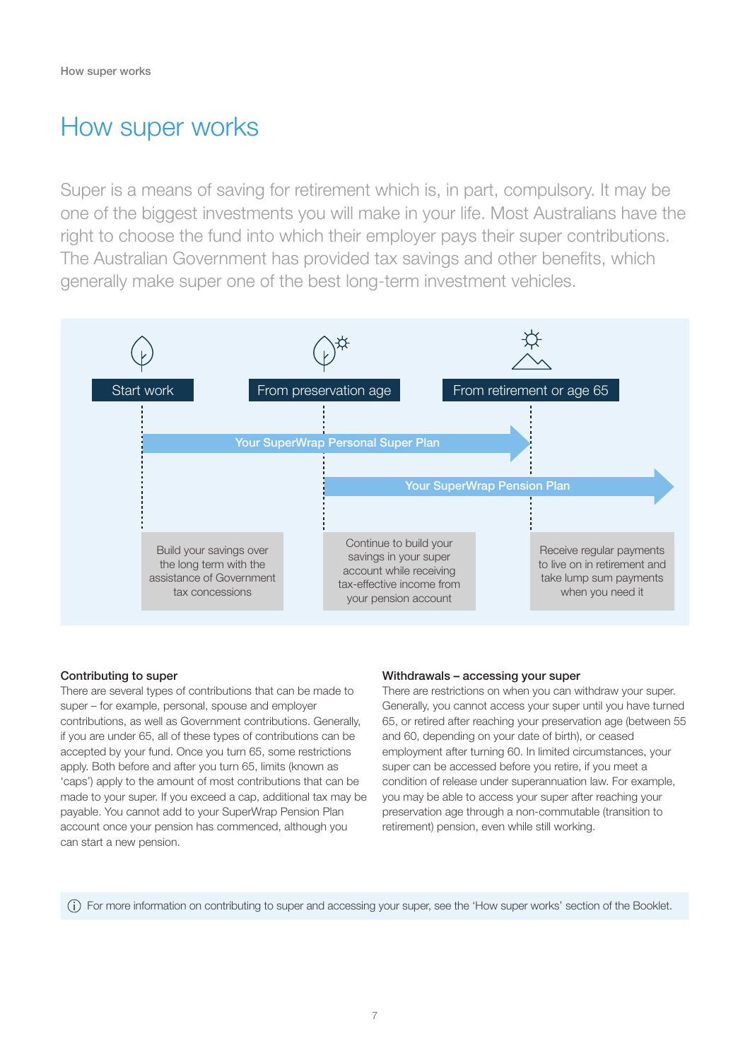# How super works

Super is a means of saving for retirement which is, in part, compulsory. It may be one of the biggest investments you will make in your life. Most Australians have the right to choose the fund into which their employer pays their super contributions. The Australian Government has provided tax savings and other benefits, which generally make super one of the best long-term investment vehicles.

Start work

From preservation age

From retirement or age 65

Your SuperWrap Personal Super Plan

Your SuperWrap Pension Plan

Build your savings over the long term with the assistance of Government tax concessions

Continue to build your savings in your super account while receiving tax-effective income from your pension account

Receive regular payments to live on in retirement and take lump sum payments when you need it

### Contributing to super

There are several types of contributions that can be made to super – for example, personal, spouse and employer contributions, as well as Government contributions. Generally, if you are under 65, all of these types of contributions can be accepted by your fund. Once you turn 65, some restrictions apply. Both before and after you turn 65, limits (known as 'caps') apply to the amount of most contributions that can be made to your super. If you exceed a cap, additional tax may be payable. You cannot add to your SuperWrap Pension Plan account once your pension has commenced, although you can start a new pension.

### Withdrawals – accessing your super

There are restrictions on when you can withdraw your super. Generally, you cannot access your super until you have turned 65, or retired after reaching your preservation age (between 55 and 60, depending on your date of birth), or ceased employment after turning 60. In limited circumstances, your super can be accessed before you retire, if you meet a condition of release under superannuation law. For example, you may be able to access your super after reaching your preservation age through a non-commutable (transition to retirement) pension, even while still working.

ⓘ For more information on contributing to super and accessing your super, see the 'How super works' section of the Booklet.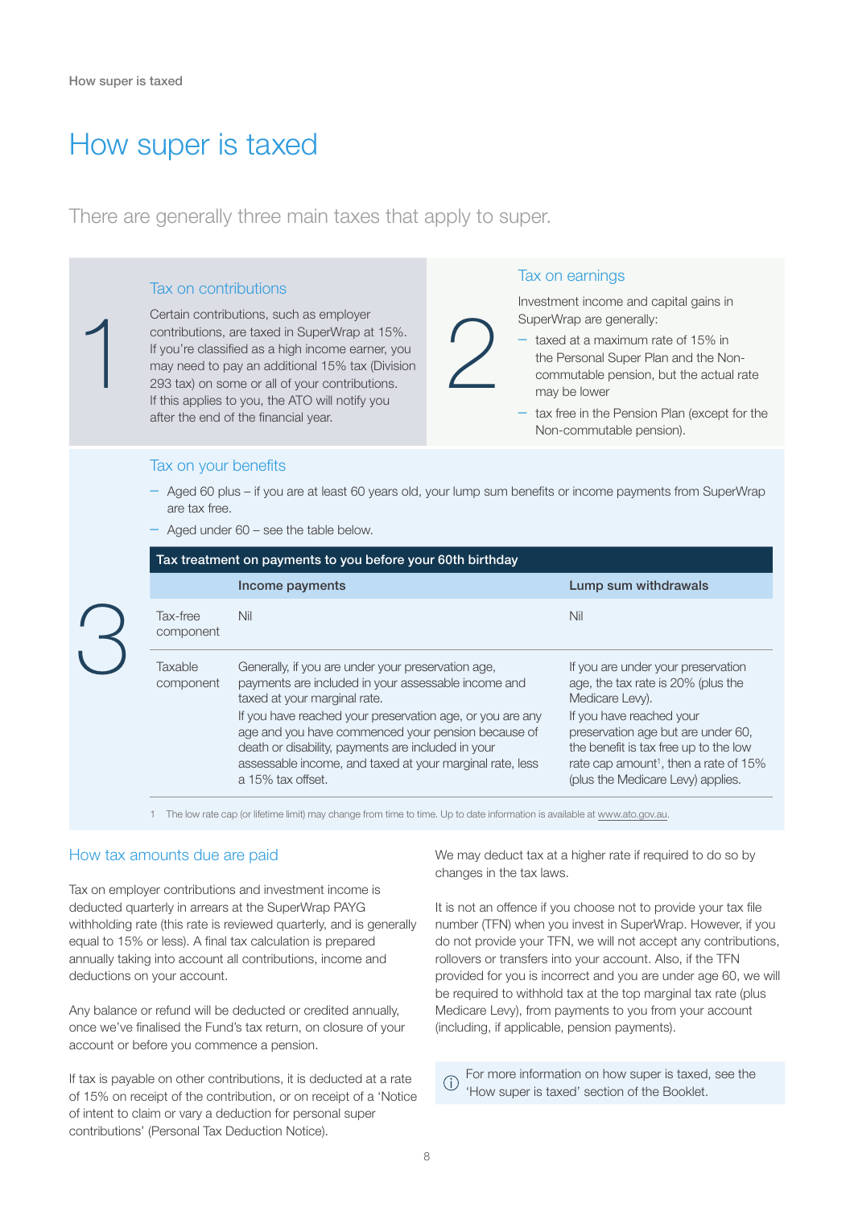# How super is taxed

There are generally three main taxes that apply to super.

## 1 Tax on contributions

Certain contributions, such as employer contributions, are taxed in SuperWrap at 15%. If you're classified as a high income earner, you may need to pay an additional 15% tax (Division 293 tax) on some or all of your contributions. If this applies to you, the ATO will notify you after the end of the financial year.

## 2 Tax on earnings

Investment income and capital gains in SuperWrap are generally:

- taxed at a maximum rate of 15% in the Personal Super Plan and the Non-commutable pension, but the actual rate may be lower
- tax free in the Pension Plan (except for the Non-commutable pension).

## 3 Tax on your benefits

- Aged 60 plus – if you are at least 60 years old, your lump sum benefits or income payments from SuperWrap are tax free.
- Aged under 60 – see the table below.

**Tax treatment on payments to you before your 60th birthday**

| | Income payments | Lump sum withdrawals |
|---|---|---|
| Tax-free component | Nil | Nil |
| Taxable component | Generally, if you are under your preservation age, payments are included in your assessable income and taxed at your marginal rate.<br>If you have reached your preservation age, or you are any age and you have commenced your pension because of death or disability, payments are included in your assessable income, and taxed at your marginal rate, less a 15% tax offset. | If you are under your preservation age, the tax rate is 20% (plus the Medicare Levy).<br>If you have reached your preservation age but are under 60, the benefit is tax free up to the low rate cap amount[1], then a rate of 15% (plus the Medicare Levy) applies. |

1 The low rate cap (or lifetime limit) may change from time to time. Up to date information is available at www.ato.gov.au.

## How tax amounts due are paid

Tax on employer contributions and investment income is deducted quarterly in arrears at the SuperWrap PAYG withholding rate (this rate is reviewed quarterly, and is generally equal to 15% or less). A final tax calculation is prepared annually taking into account all contributions, income and deductions on your account.

Any balance or refund will be deducted or credited annually, once we've finalised the Fund's tax return, on closure of your account or before you commence a pension.

If tax is payable on other contributions, it is deducted at a rate of 15% on receipt of the contribution, or on receipt of a 'Notice of intent to claim or vary a deduction for personal super contributions' (Personal Tax Deduction Notice).

We may deduct tax at a higher rate if required to do so by changes in the tax laws.

It is not an offence if you choose not to provide your tax file number (TFN) when you invest in SuperWrap. However, if you do not provide your TFN, we will not accept any contributions, rollovers or transfers into your account. Also, if the TFN provided for you is incorrect and you are under age 60, we will be required to withhold tax at the top marginal tax rate (plus Medicare Levy), from payments to you from your account (including, if applicable, pension payments).

For more information on how super is taxed, see the 'How super is taxed' section of the Booklet.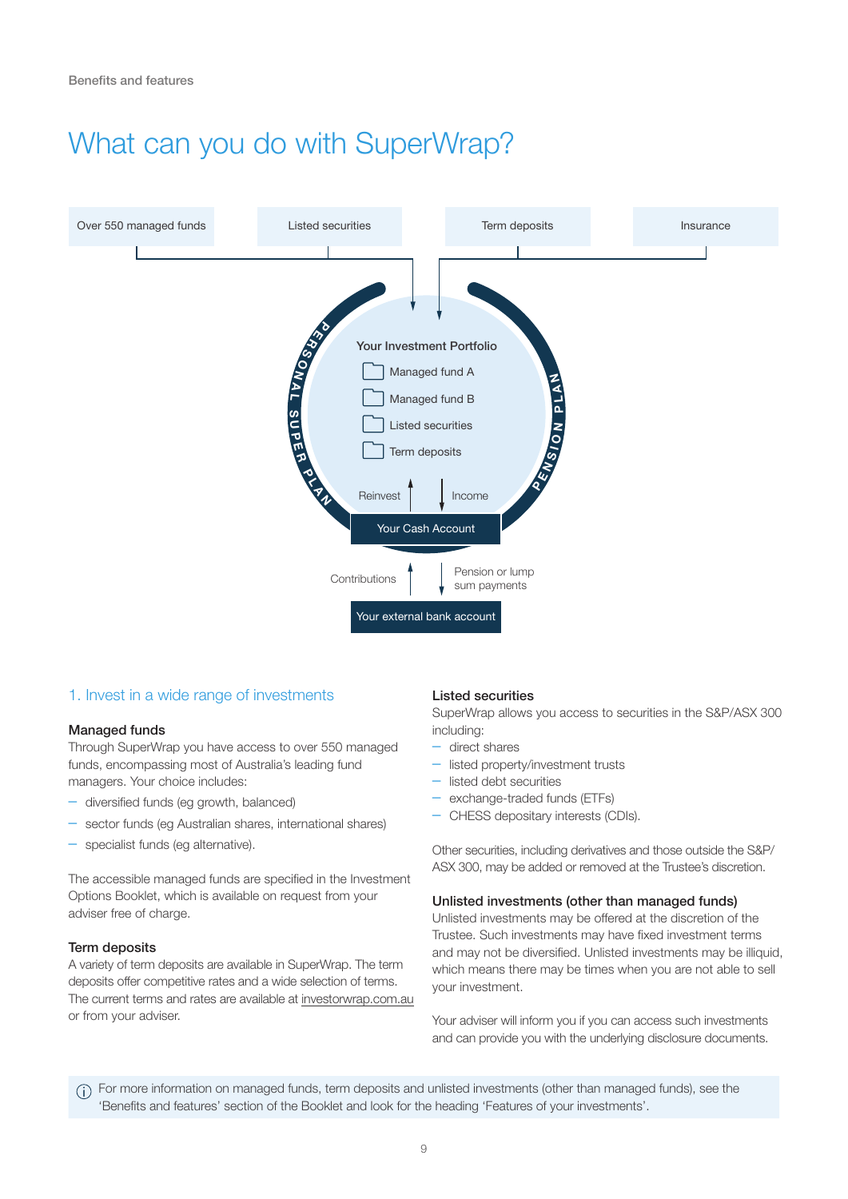# What can you do with SuperWrap?

Over 550 managed funds | Listed securities | Term deposits | Insurance

Your Investment Portfolio
- Managed fund A
- Managed fund B
- Listed securities
- Term deposits

PERSONAL SUPER PLAN | PENSION PLAN

Reinvest | Income

Your Cash Account

Contributions | Pension or lump sum payments

Your external bank account

## 1. Invest in a wide range of investments

### Managed funds

Through SuperWrap you have access to over 550 managed funds, encompassing most of Australia's leading fund managers. Your choice includes:

- diversified funds (eg growth, balanced)
- sector funds (eg Australian shares, international shares)
- specialist funds (eg alternative).

The accessible managed funds are specified in the Investment Options Booklet, which is available on request from your adviser free of charge.

### Term deposits

A variety of term deposits are available in SuperWrap. The term deposits offer competitive rates and a wide selection of terms. The current terms and rates are available at investorwrap.com.au or from your adviser.

### Listed securities

SuperWrap allows you access to securities in the S&P/ASX 300 including:

- direct shares
- listed property/investment trusts
- listed debt securities
- exchange-traded funds (ETFs)
- CHESS depositary interests (CDIs).

Other securities, including derivatives and those outside the S&P/ASX 300, may be added or removed at the Trustee's discretion.

### Unlisted investments (other than managed funds)

Unlisted investments may be offered at the discretion of the Trustee. Such investments may have fixed investment terms and may not be diversified. Unlisted investments may be illiquid, which means there may be times when you are not able to sell your investment.

Your adviser will inform you if you can access such investments and can provide you with the underlying disclosure documents.

ⓘ For more information on managed funds, term deposits and unlisted investments (other than managed funds), see the 'Benefits and features' section of the Booklet and look for the heading 'Features of your investments'.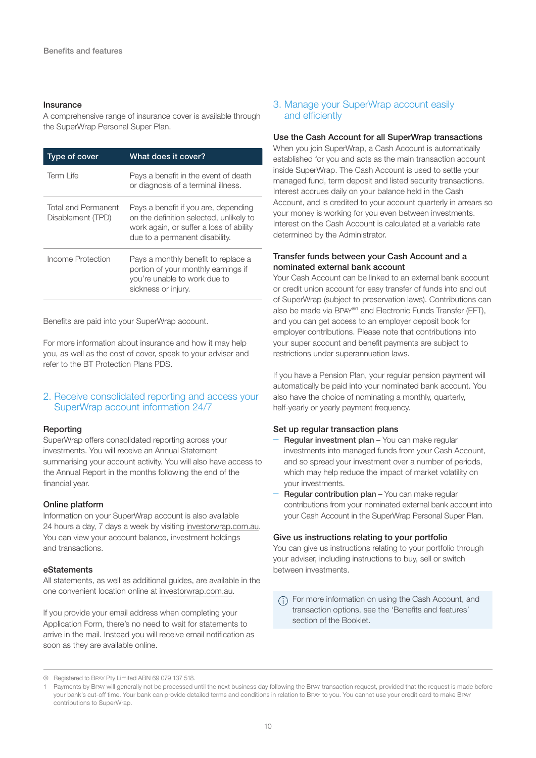### Insurance

A comprehensive range of insurance cover is available through the SuperWrap Personal Super Plan.

| Type of cover | What does it cover? |
| --- | --- |
| Term Life | Pays a benefit in the event of death or diagnosis of a terminal illness. |
| Total and Permanent Disablement (TPD) | Pays a benefit if you are, depending on the definition selected, unlikely to work again, or suffer a loss of ability due to a permanent disability. |
| Income Protection | Pays a monthly benefit to replace a portion of your monthly earnings if you're unable to work due to sickness or injury. |

Benefits are paid into your SuperWrap account.

For more information about insurance and how it may help you, as well as the cost of cover, speak to your adviser and refer to the BT Protection Plans PDS.

## 2. Receive consolidated reporting and access your SuperWrap account information 24/7

### Reporting

SuperWrap offers consolidated reporting across your investments. You will receive an Annual Statement summarising your account activity. You will also have access to the Annual Report in the months following the end of the financial year.

### Online platform

Information on your SuperWrap account is also available 24 hours a day, 7 days a week by visiting investorwrap.com.au. You can view your account balance, investment holdings and transactions.

### eStatements

All statements, as well as additional guides, are available in the one convenient location online at investorwrap.com.au.

If you provide your email address when completing your Application Form, there's no need to wait for statements to arrive in the mail. Instead you will receive email notification as soon as they are available online.

## 3. Manage your SuperWrap account easily and efficiently

### Use the Cash Account for all SuperWrap transactions

When you join SuperWrap, a Cash Account is automatically established for you and acts as the main transaction account inside SuperWrap. The Cash Account is used to settle your managed fund, term deposit and listed security transactions. Interest accrues daily on your balance held in the Cash Account, and is credited to your account quarterly in arrears so your money is working for you even between investments. Interest on the Cash Account is calculated at a variable rate determined by the Administrator.

### Transfer funds between your Cash Account and a nominated external bank account

Your Cash Account can be linked to an external bank account or credit union account for easy transfer of funds into and out of SuperWrap (subject to preservation laws). Contributions can also be made via BPAY®[1] and Electronic Funds Transfer (EFT), and you can get access to an employer deposit book for employer contributions. Please note that contributions into your super account and benefit payments are subject to restrictions under superannuation laws.

If you have a Pension Plan, your regular pension payment will automatically be paid into your nominated bank account. You also have the choice of nominating a monthly, quarterly, half-yearly or yearly payment frequency.

### Set up regular transaction plans

- **Regular investment plan** – You can make regular investments into managed funds from your Cash Account, and so spread your investment over a number of periods, which may help reduce the impact of market volatility on your investments.
- **Regular contribution plan** – You can make regular contributions from your nominated external bank account into your Cash Account in the SuperWrap Personal Super Plan.

### Give us instructions relating to your portfolio

You can give us instructions relating to your portfolio through your adviser, including instructions to buy, sell or switch between investments.

> For more information on using the Cash Account, and transaction options, see the 'Benefits and features' section of the Booklet.

® Registered to BPAY Pty Limited ABN 69 079 137 518.

1 Payments by BPAY will generally not be processed until the next business day following the BPAY transaction request, provided that the request is made before your bank's cut-off time. Your bank can provide detailed terms and conditions in relation to BPAY to you. You cannot use your credit card to make BPAY contributions to SuperWrap.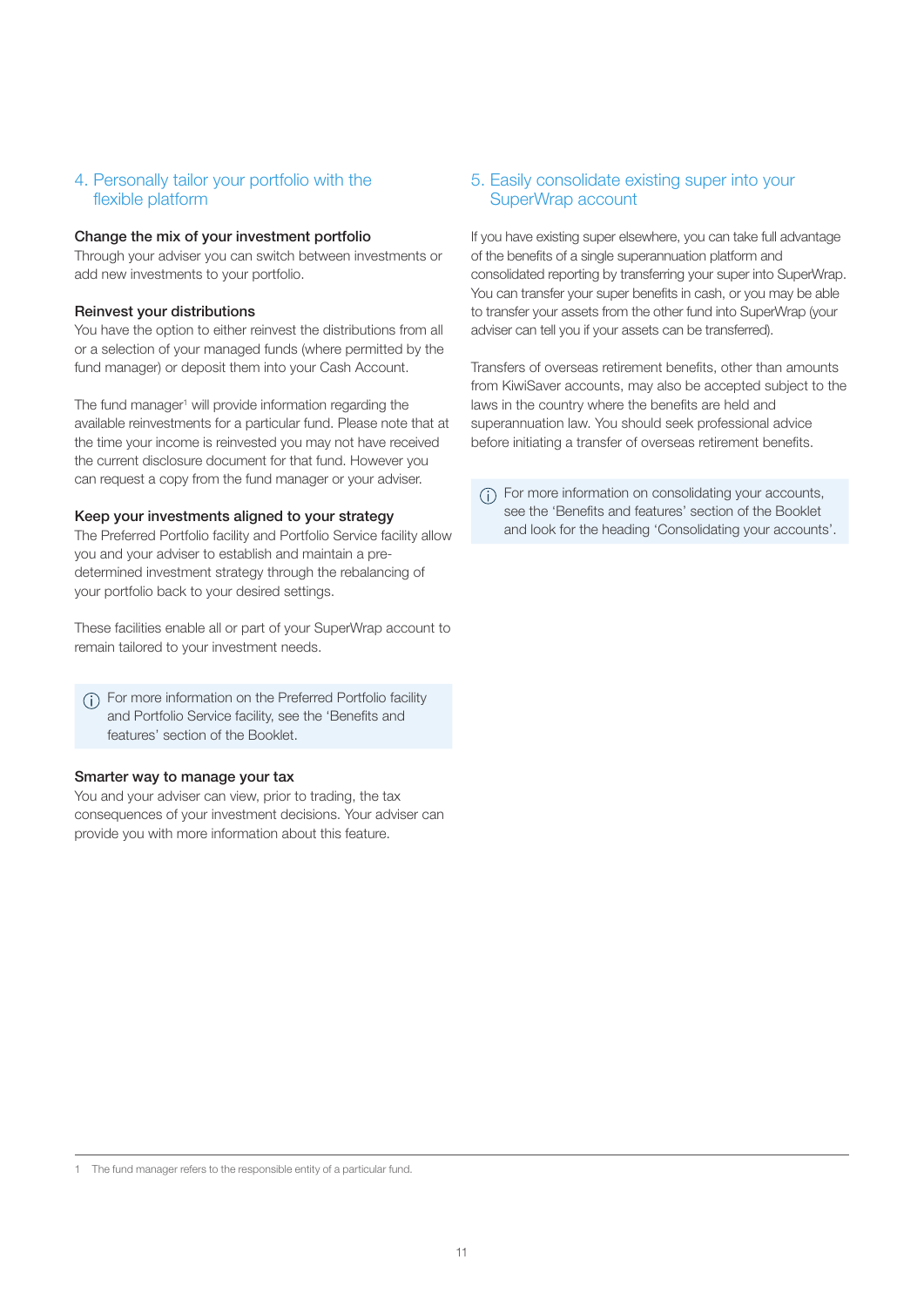## 4. Personally tailor your portfolio with the flexible platform

### Change the mix of your investment portfolio

Through your adviser you can switch between investments or add new investments to your portfolio.

### Reinvest your distributions

You have the option to either reinvest the distributions from all or a selection of your managed funds (where permitted by the fund manager) or deposit them into your Cash Account.

The fund manager[1] will provide information regarding the available reinvestments for a particular fund. Please note that at the time your income is reinvested you may not have received the current disclosure document for that fund. However you can request a copy from the fund manager or your adviser.

### Keep your investments aligned to your strategy

The Preferred Portfolio facility and Portfolio Service facility allow you and your adviser to establish and maintain a pre-determined investment strategy through the rebalancing of your portfolio back to your desired settings.

These facilities enable all or part of your SuperWrap account to remain tailored to your investment needs.

> ⓘ For more information on the Preferred Portfolio facility and Portfolio Service facility, see the 'Benefits and features' section of the Booklet.

### Smarter way to manage your tax

You and your adviser can view, prior to trading, the tax consequences of your investment decisions. Your adviser can provide you with more information about this feature.

## 5. Easily consolidate existing super into your SuperWrap account

If you have existing super elsewhere, you can take full advantage of the benefits of a single superannuation platform and consolidated reporting by transferring your super into SuperWrap. You can transfer your super benefits in cash, or you may be able to transfer your assets from the other fund into SuperWrap (your adviser can tell you if your assets can be transferred).

Transfers of overseas retirement benefits, other than amounts from KiwiSaver accounts, may also be accepted subject to the laws in the country where the benefits are held and superannuation law. You should seek professional advice before initiating a transfer of overseas retirement benefits.

> ⓘ For more information on consolidating your accounts, see the 'Benefits and features' section of the Booklet and look for the heading 'Consolidating your accounts'.

---

1 The fund manager refers to the responsible entity of a particular fund.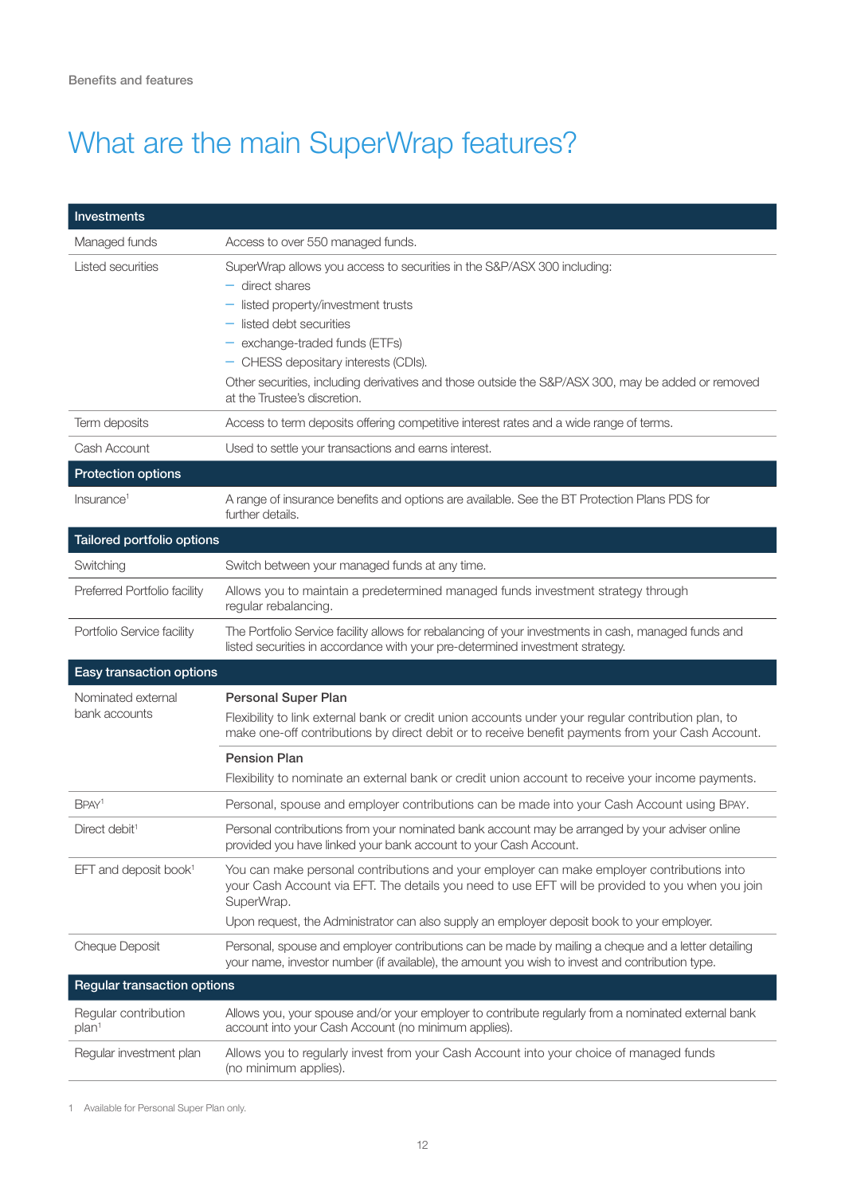Benefits and features

# What are the main SuperWrap features?

| Investments | |
|---|---|
| Managed funds | Access to over 550 managed funds. |
| Listed securities | SuperWrap allows you access to securities in the S&P/ASX 300 including:<br>– direct shares<br>– listed property/investment trusts<br>– listed debt securities<br>– exchange-traded funds (ETFs)<br>– CHESS depositary interests (CDIs).<br>Other securities, including derivatives and those outside the S&P/ASX 300, may be added or removed at the Trustee's discretion. |
| Term deposits | Access to term deposits offering competitive interest rates and a wide range of terms. |
| Cash Account | Used to settle your transactions and earns interest. |
| **Protection options** | |
| Insurance[1] | A range of insurance benefits and options are available. See the BT Protection Plans PDS for further details. |
| **Tailored portfolio options** | |
| Switching | Switch between your managed funds at any time. |
| Preferred Portfolio facility | Allows you to maintain a predetermined managed funds investment strategy through regular rebalancing. |
| Portfolio Service facility | The Portfolio Service facility allows for rebalancing of your investments in cash, managed funds and listed securities in accordance with your pre-determined investment strategy. |
| **Easy transaction options** | |
| Nominated external bank accounts | **Personal Super Plan**<br>Flexibility to link external bank or credit union accounts under your regular contribution plan, to make one-off contributions by direct debit or to receive benefit payments from your Cash Account. |
| | **Pension Plan**<br>Flexibility to nominate an external bank or credit union account to receive your income payments. |
| BPAY[1] | Personal, spouse and employer contributions can be made into your Cash Account using BPAY. |
| Direct debit[1] | Personal contributions from your nominated bank account may be arranged by your adviser online provided you have linked your bank account to your Cash Account. |
| EFT and deposit book[1] | You can make personal contributions and your employer can make employer contributions into your Cash Account via EFT. The details you need to use EFT will be provided to you when you join SuperWrap.<br>Upon request, the Administrator can also supply an employer deposit book to your employer. |
| Cheque Deposit | Personal, spouse and employer contributions can be made by mailing a cheque and a letter detailing your name, investor number (if available), the amount you wish to invest and contribution type. |
| **Regular transaction options** | |
| Regular contribution plan[1] | Allows you, your spouse and/or your employer to contribute regularly from a nominated external bank account into your Cash Account (no minimum applies). |
| Regular investment plan | Allows you to regularly invest from your Cash Account into your choice of managed funds (no minimum applies). |

1 Available for Personal Super Plan only.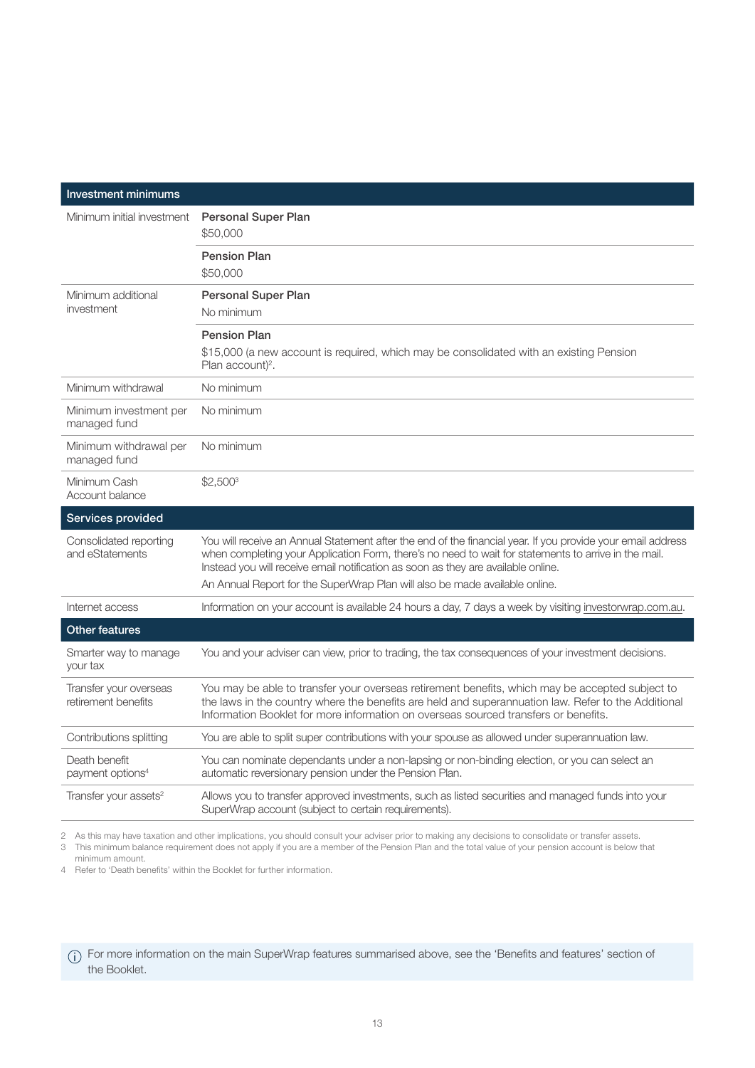| Investment minimums | |
|---|---|
| Minimum initial investment | **Personal Super Plan**<br>$50,000 |
| | **Pension Plan**<br>$50,000 |
| Minimum additional investment | **Personal Super Plan**<br>No minimum |
| | **Pension Plan**<br>$15,000 (a new account is required, which may be consolidated with an existing Pension Plan account)[2]. |
| Minimum withdrawal | No minimum |
| Minimum investment per managed fund | No minimum |
| Minimum withdrawal per managed fund | No minimum |
| Minimum Cash Account balance | $2,500[3] |
| **Services provided** | |
| Consolidated reporting and eStatements | You will receive an Annual Statement after the end of the financial year. If you provide your email address when completing your Application Form, there's no need to wait for statements to arrive in the mail. Instead you will receive email notification as soon as they are available online.<br>An Annual Report for the SuperWrap Plan will also be made available online. |
| Internet access | Information on your account is available 24 hours a day, 7 days a week by visiting investorwrap.com.au. |
| **Other features** | |
| Smarter way to manage your tax | You and your adviser can view, prior to trading, the tax consequences of your investment decisions. |
| Transfer your overseas retirement benefits | You may be able to transfer your overseas retirement benefits, which may be accepted subject to the laws in the country where the benefits are held and superannuation law. Refer to the Additional Information Booklet for more information on overseas sourced transfers or benefits. |
| Contributions splitting | You are able to split super contributions with your spouse as allowed under superannuation law. |
| Death benefit payment options[4] | You can nominate dependants under a non-lapsing or non-binding election, or you can select an automatic reversionary pension under the Pension Plan. |
| Transfer your assets[2] | Allows you to transfer approved investments, such as listed securities and managed funds into your SuperWrap account (subject to certain requirements). |

2 As this may have taxation and other implications, you should consult your adviser prior to making any decisions to consolidate or transfer assets.
3 This minimum balance requirement does not apply if you are a member of the Pension Plan and the total value of your pension account is below that minimum amount.
4 Refer to 'Death benefits' within the Booklet for further information.

For more information on the main SuperWrap features summarised above, see the 'Benefits and features' section of the Booklet.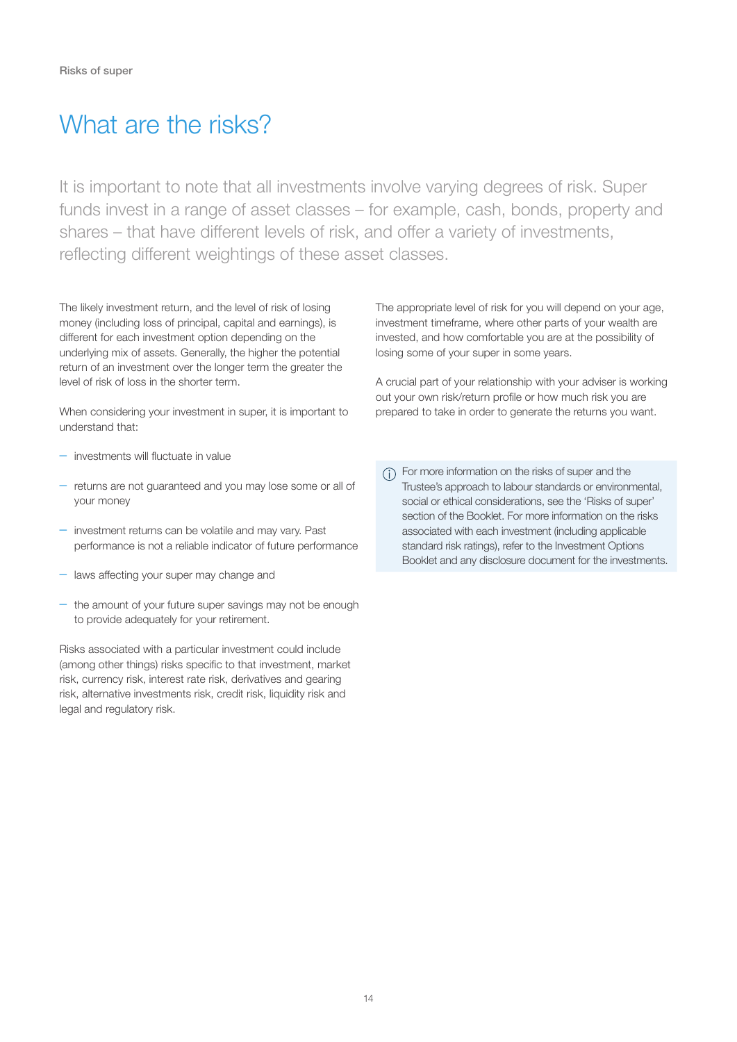# What are the risks?

It is important to note that all investments involve varying degrees of risk. Super funds invest in a range of asset classes – for example, cash, bonds, property and shares – that have different levels of risk, and offer a variety of investments, reflecting different weightings of these asset classes.

The likely investment return, and the level of risk of losing money (including loss of principal, capital and earnings), is different for each investment option depending on the underlying mix of assets. Generally, the higher the potential return of an investment over the longer term the greater the level of risk of loss in the shorter term.

When considering your investment in super, it is important to understand that:

- investments will fluctuate in value
- returns are not guaranteed and you may lose some or all of your money
- investment returns can be volatile and may vary. Past performance is not a reliable indicator of future performance
- laws affecting your super may change and
- the amount of your future super savings may not be enough to provide adequately for your retirement.

Risks associated with a particular investment could include (among other things) risks specific to that investment, market risk, currency risk, interest rate risk, derivatives and gearing risk, alternative investments risk, credit risk, liquidity risk and legal and regulatory risk.

The appropriate level of risk for you will depend on your age, investment timeframe, where other parts of your wealth are invested, and how comfortable you are at the possibility of losing some of your super in some years.

A crucial part of your relationship with your adviser is working out your own risk/return profile or how much risk you are prepared to take in order to generate the returns you want.

> For more information on the risks of super and the Trustee's approach to labour standards or environmental, social or ethical considerations, see the 'Risks of super' section of the Booklet. For more information on the risks associated with each investment (including applicable standard risk ratings), refer to the Investment Options Booklet and any disclosure document for the investments.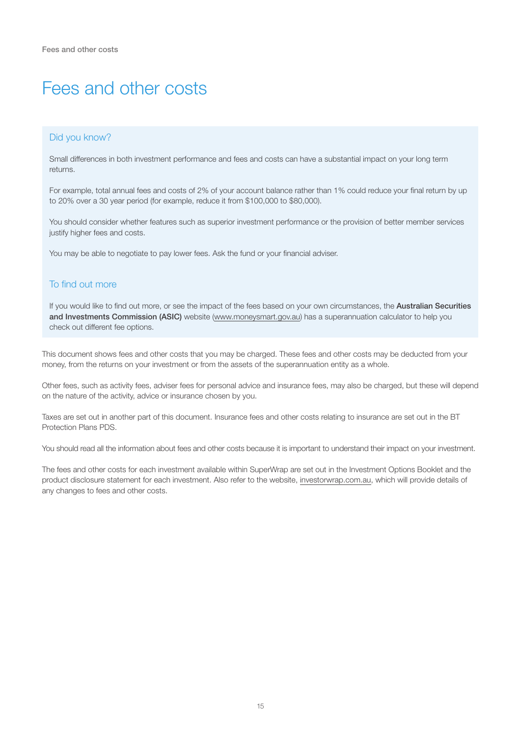# Fees and other costs

### Did you know?

Small differences in both investment performance and fees and costs can have a substantial impact on your long term returns.

For example, total annual fees and costs of 2% of your account balance rather than 1% could reduce your final return by up to 20% over a 30 year period (for example, reduce it from $100,000 to $80,000).

You should consider whether features such as superior investment performance or the provision of better member services justify higher fees and costs.

You may be able to negotiate to pay lower fees. Ask the fund or your financial adviser.

### To find out more

If you would like to find out more, or see the impact of the fees based on your own circumstances, the **Australian Securities and Investments Commission (ASIC)** website (www.moneysmart.gov.au) has a superannuation calculator to help you check out different fee options.

This document shows fees and other costs that you may be charged. These fees and other costs may be deducted from your money, from the returns on your investment or from the assets of the superannuation entity as a whole.

Other fees, such as activity fees, adviser fees for personal advice and insurance fees, may also be charged, but these will depend on the nature of the activity, advice or insurance chosen by you.

Taxes are set out in another part of this document. Insurance fees and other costs relating to insurance are set out in the BT Protection Plans PDS.

You should read all the information about fees and other costs because it is important to understand their impact on your investment.

The fees and other costs for each investment available within SuperWrap are set out in the Investment Options Booklet and the product disclosure statement for each investment. Also refer to the website, investorwrap.com.au, which will provide details of any changes to fees and other costs.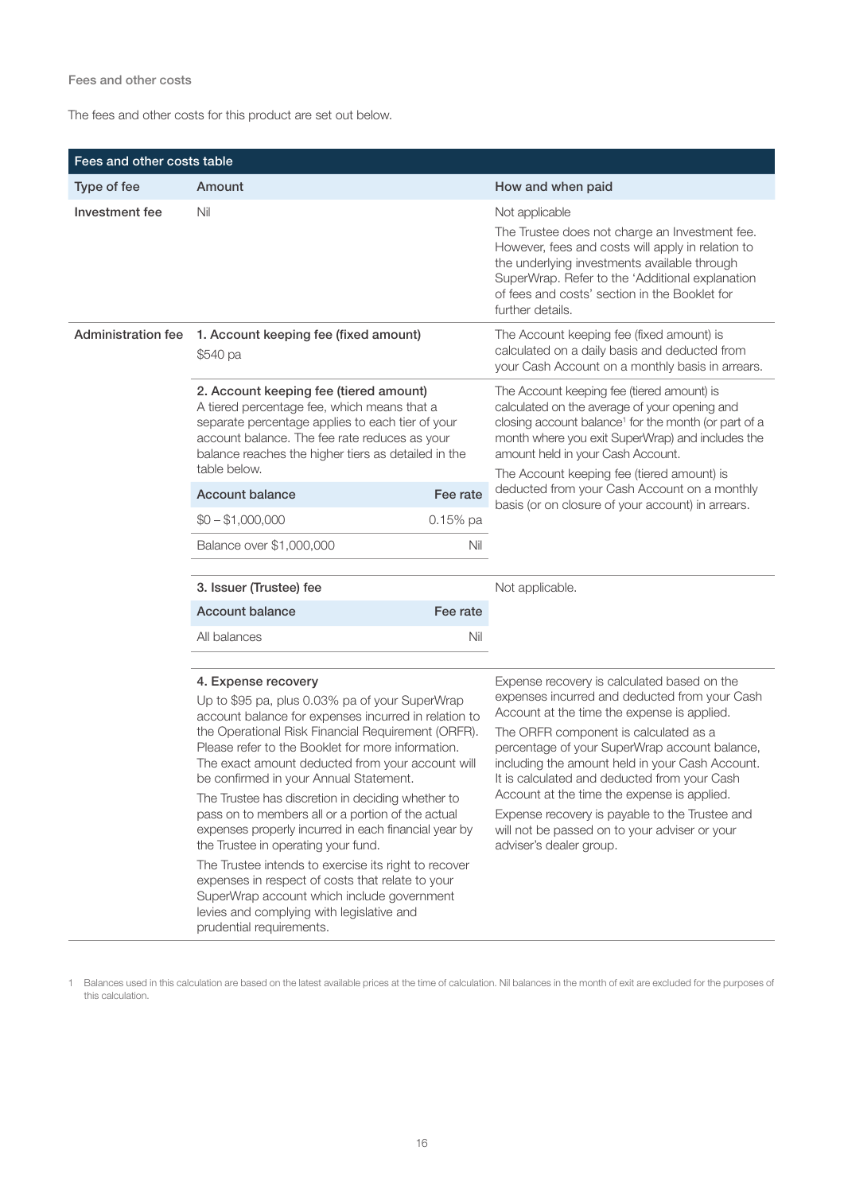Fees and other costs

The fees and other costs for this product are set out below.

| Fees and other costs table | | |
|---|---|---|
| **Type of fee** | **Amount** | **How and when paid** |
| **Investment fee** | Nil | Not applicable<br><br>The Trustee does not charge an Investment fee. However, fees and costs will apply in relation to the underlying investments available through SuperWrap. Refer to the 'Additional explanation of fees and costs' section in the Booklet for further details. |
| **Administration fee** | **1. Account keeping fee (fixed amount)**<br>$540 pa | The Account keeping fee (fixed amount) is calculated on a daily basis and deducted from your Cash Account on a monthly basis in arrears. |
| | **2. Account keeping fee (tiered amount)**<br>A tiered percentage fee, which means that a separate percentage applies to each tier of your account balance. The fee rate reduces as your balance reaches the higher tiers as detailed in the table below.<br><br>**Account balance** – **Fee rate**<br>$0 – $1,000,000 – 0.15% pa<br>Balance over $1,000,000 – Nil | The Account keeping fee (tiered amount) is calculated on the average of your opening and closing account balance[1] for the month (or part of a month where you exit SuperWrap) and includes the amount held in your Cash Account.<br><br>The Account keeping fee (tiered amount) is deducted from your Cash Account on a monthly basis (or on closure of your account) in arrears. |
| | **3. Issuer (Trustee) fee**<br><br>**Account balance** – **Fee rate**<br>All balances – Nil | Not applicable. |
| | **4. Expense recovery**<br>Up to $95 pa, plus 0.03% pa of your SuperWrap account balance for expenses incurred in relation to the Operational Risk Financial Requirement (ORFR). Please refer to the Booklet for more information. The exact amount deducted from your account will be confirmed in your Annual Statement.<br><br>The Trustee has discretion in deciding whether to pass on to members all or a portion of the actual expenses properly incurred in each financial year by the Trustee in operating your fund.<br><br>The Trustee intends to exercise its right to recover expenses in respect of costs that relate to your SuperWrap account which include government levies and complying with legislative and prudential requirements. | Expense recovery is calculated based on the expenses incurred and deducted from your Cash Account at the time the expense is applied.<br><br>The ORFR component is calculated as a percentage of your SuperWrap account balance, including the amount held in your Cash Account. It is calculated and deducted from your Cash Account at the time the expense is applied.<br><br>Expense recovery is payable to the Trustee and will not be passed on to your adviser or your adviser's dealer group. |

1 Balances used in this calculation are based on the latest available prices at the time of calculation. Nil balances in the month of exit are excluded for the purposes of this calculation.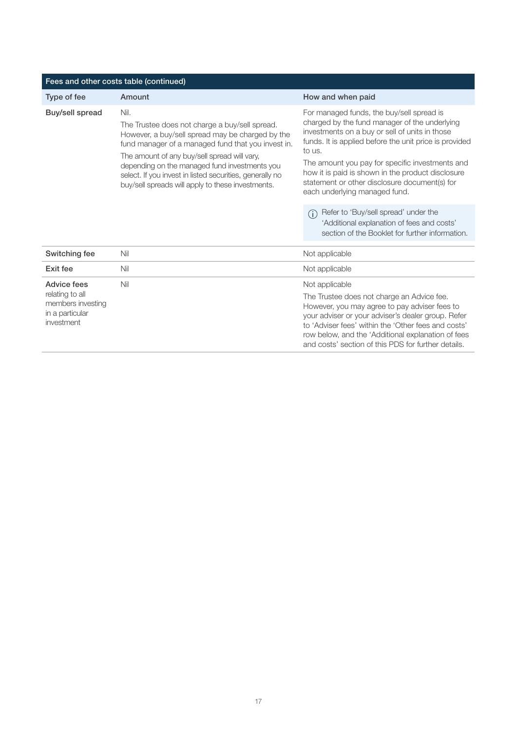| Fees and other costs table (continued) | | |
|---|---|---|
| **Type of fee** | **Amount** | **How and when paid** |
| **Buy/sell spread** | Nil.<br>The Trustee does not charge a buy/sell spread. However, a buy/sell spread may be charged by the fund manager of a managed fund that you invest in.<br>The amount of any buy/sell spread will vary, depending on the managed fund investments you select. If you invest in listed securities, generally no buy/sell spreads will apply to these investments. | For managed funds, the buy/sell spread is charged by the fund manager of the underlying investments on a buy or sell of units in those funds. It is applied before the unit price is provided to us.<br>The amount you pay for specific investments and how it is paid is shown in the product disclosure statement or other disclosure document(s) for each underlying managed fund.<br>ⓘ Refer to 'Buy/sell spread' under the 'Additional explanation of fees and costs' section of the Booklet for further information. |
| **Switching fee** | Nil | Not applicable |
| **Exit fee** | Nil | Not applicable |
| **Advice fees** relating to all members investing in a particular investment | Nil | Not applicable<br>The Trustee does not charge an Advice fee. However, you may agree to pay adviser fees to your adviser or your adviser's dealer group. Refer to 'Adviser fees' within the 'Other fees and costs' row below, and the 'Additional explanation of fees and costs' section of this PDS for further details. |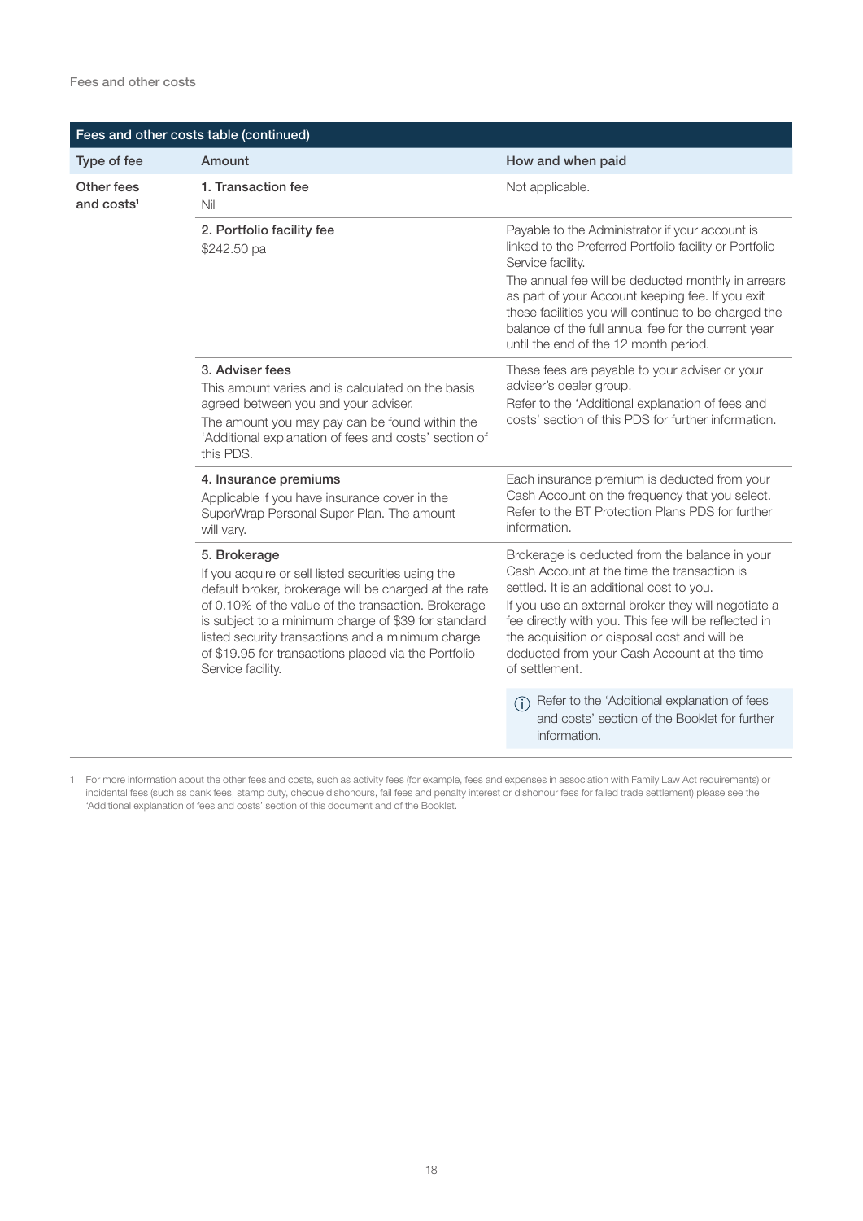**Fees and other costs table (continued)**

| Type of fee | Amount | How and when paid |
| --- | --- | --- |
| Other fees and costs[1] | **1. Transaction fee**<br>Nil | Not applicable. |
| | **2. Portfolio facility fee**<br>$242.50 pa | Payable to the Administrator if your account is linked to the Preferred Portfolio facility or Portfolio Service facility.<br>The annual fee will be deducted monthly in arrears as part of your Account keeping fee. If you exit these facilities you will continue to be charged the balance of the full annual fee for the current year until the end of the 12 month period. |
| | **3. Adviser fees**<br>This amount varies and is calculated on the basis agreed between you and your adviser.<br>The amount you may pay can be found within the 'Additional explanation of fees and costs' section of this PDS. | These fees are payable to your adviser or your adviser's dealer group.<br>Refer to the 'Additional explanation of fees and costs' section of this PDS for further information. |
| | **4. Insurance premiums**<br>Applicable if you have insurance cover in the SuperWrap Personal Super Plan. The amount will vary. | Each insurance premium is deducted from your Cash Account on the frequency that you select. Refer to the BT Protection Plans PDS for further information. |
| | **5. Brokerage**<br>If you acquire or sell listed securities using the default broker, brokerage will be charged at the rate of 0.10% of the value of the transaction. Brokerage is subject to a minimum charge of $39 for standard listed security transactions and a minimum charge of $19.95 for transactions placed via the Portfolio Service facility. | Brokerage is deducted from the balance in your Cash Account at the time the transaction is settled. It is an additional cost to you.<br>If you use an external broker they will negotiate a fee directly with you. This fee will be reflected in the acquisition or disposal cost and will be deducted from your Cash Account at the time of settlement.<br><br>ⓘ Refer to the 'Additional explanation of fees and costs' section of the Booklet for further information. |

1 For more information about the other fees and costs, such as activity fees (for example, fees and expenses in association with Family Law Act requirements) or incidental fees (such as bank fees, stamp duty, cheque dishonours, fail fees and penalty interest or dishonour fees for failed trade settlement) please see the 'Additional explanation of fees and costs' section of this document and of the Booklet.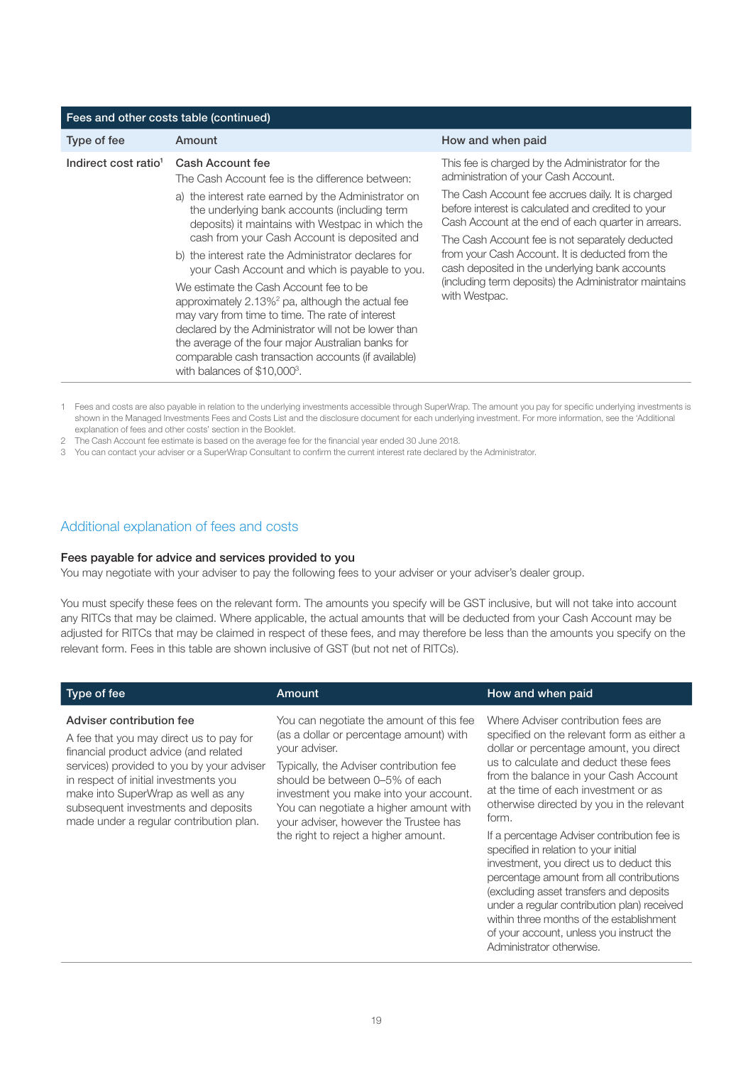| Fees and other costs table (continued) | | |
|---|---|---|
| **Type of fee** | **Amount** | **How and when paid** |
| Indirect cost ratio[1] | **Cash Account fee**<br>The Cash Account fee is the difference between:<br>a) the interest rate earned by the Administrator on the underlying bank accounts (including term deposits) it maintains with Westpac in which the cash from your Cash Account is deposited and<br>b) the interest rate the Administrator declares for your Cash Account and which is payable to you.<br>We estimate the Cash Account fee to be approximately 2.13%[2] pa, although the actual fee may vary from time to time. The rate of interest declared by the Administrator will not be lower than the average of the four major Australian banks for comparable cash transaction accounts (if available) with balances of $10,000[3]. | This fee is charged by the Administrator for the administration of your Cash Account.<br>The Cash Account fee accrues daily. It is charged before interest is calculated and credited to your Cash Account at the end of each quarter in arrears.<br>The Cash Account fee is not separately deducted from your Cash Account. It is deducted from the cash deposited in the underlying bank accounts (including term deposits) the Administrator maintains with Westpac. |

1 Fees and costs are also payable in relation to the underlying investments accessible through SuperWrap. The amount you pay for specific underlying investments is shown in the Managed Investments Fees and Costs List and the disclosure document for each underlying investment. For more information, see the 'Additional explanation of fees and other costs' section in the Booklet.

2 The Cash Account fee estimate is based on the average fee for the financial year ended 30 June 2018.

3 You can contact your adviser or a SuperWrap Consultant to confirm the current interest rate declared by the Administrator.

## Additional explanation of fees and costs

### Fees payable for advice and services provided to you

You may negotiate with your adviser to pay the following fees to your adviser or your adviser's dealer group.

You must specify these fees on the relevant form. The amounts you specify will be GST inclusive, but will not take into account any RITCs that may be claimed. Where applicable, the actual amounts that will be deducted from your Cash Account may be adjusted for RITCs that may be claimed in respect of these fees, and may therefore be less than the amounts you specify on the relevant form. Fees in this table are shown inclusive of GST (but not net of RITCs).

| Type of fee | Amount | How and when paid |
|---|---|---|
| **Adviser contribution fee**<br>A fee that you may direct us to pay for financial product advice (and related services) provided to you by your adviser in respect of initial investments you make into SuperWrap as well as any subsequent investments and deposits made under a regular contribution plan. | You can negotiate the amount of this fee (as a dollar or percentage amount) with your adviser.<br>Typically, the Adviser contribution fee should be between 0–5% of each investment you make into your account. You can negotiate a higher amount with your adviser, however the Trustee has the right to reject a higher amount. | Where Adviser contribution fees are specified on the relevant form as either a dollar or percentage amount, you direct us to calculate and deduct these fees from the balance in your Cash Account at the time of each investment or as otherwise directed by you in the relevant form.<br>If a percentage Adviser contribution fee is specified in relation to your initial investment, you direct us to deduct this percentage amount from all contributions (excluding asset transfers and deposits under a regular contribution plan) received within three months of the establishment of your account, unless you instruct the Administrator otherwise. |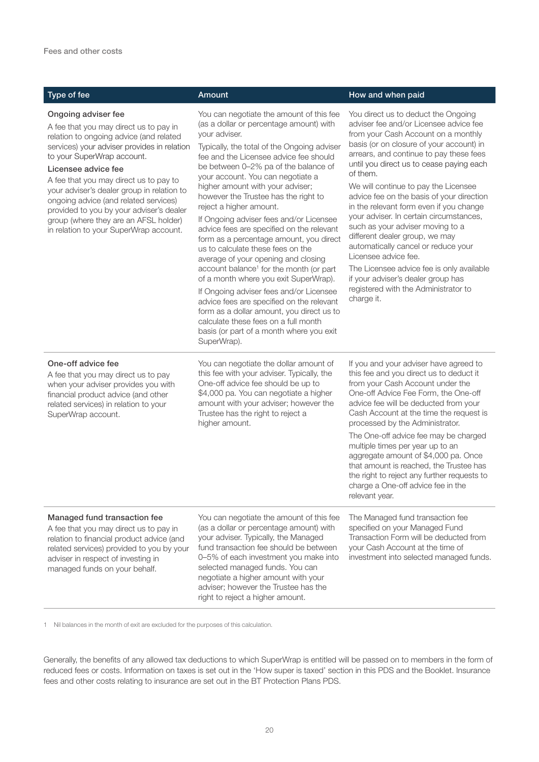| Type of fee | Amount | How and when paid |
| --- | --- | --- |
| **Ongoing adviser fee**<br>A fee that you may direct us to pay in relation to ongoing advice (and related services) your adviser provides in relation to your SuperWrap account.<br>**Licensee advice fee**<br>A fee that you may direct us to pay to your adviser's dealer group in relation to ongoing advice (and related services) provided to you by your adviser's dealer group (where they are an AFSL holder) in relation to your SuperWrap account. | You can negotiate the amount of this fee (as a dollar or percentage amount) with your adviser.<br>Typically, the total of the Ongoing adviser fee and the Licensee advice fee should be between 0–2% pa of the balance of your account. You can negotiate a higher amount with your adviser; however the Trustee has the right to reject a higher amount.<br>If Ongoing adviser fees and/or Licensee advice fees are specified on the relevant form as a percentage amount, you direct us to calculate these fees on the average of your opening and closing account balance[1] for the month (or part of a month where you exit SuperWrap).<br>If Ongoing adviser fees and/or Licensee advice fees are specified on the relevant form as a dollar amount, you direct us to calculate these fees on a full month basis (or part of a month where you exit SuperWrap). | You direct us to deduct the Ongoing adviser fee and/or Licensee advice fee from your Cash Account on a monthly basis (or on closure of your account) in arrears, and continue to pay these fees until you direct us to cease paying each of them.<br>We will continue to pay the Licensee advice fee on the basis of your direction in the relevant form even if you change your adviser. In certain circumstances, such as your adviser moving to a different dealer group, we may automatically cancel or reduce your Licensee advice fee.<br>The Licensee advice fee is only available if your adviser's dealer group has registered with the Administrator to charge it. |
| **One-off advice fee**<br>A fee that you may direct us to pay when your adviser provides you with financial product advice (and other related services) in relation to your SuperWrap account. | You can negotiate the dollar amount of this fee with your adviser. Typically, the One-off advice fee should be up to $4,000 pa. You can negotiate a higher amount with your adviser; however the Trustee has the right to reject a higher amount. | If you and your adviser have agreed to this fee and you direct us to deduct it from your Cash Account under the One-off Advice Fee Form, the One-off advice fee will be deducted from your Cash Account at the time the request is processed by the Administrator.<br>The One-off advice fee may be charged multiple times per year up to an aggregate amount of $4,000 pa. Once that amount is reached, the Trustee has the right to reject any further requests to charge a One-off advice fee in the relevant year. |
| **Managed fund transaction fee**<br>A fee that you may direct us to pay in relation to financial product advice (and related services) provided to you by your adviser in respect of investing in managed funds on your behalf. | You can negotiate the amount of this fee (as a dollar or percentage amount) with your adviser. Typically, the Managed fund transaction fee should be between 0–5% of each investment you make into selected managed funds. You can negotiate a higher amount with your adviser; however the Trustee has the right to reject a higher amount. | The Managed fund transaction fee specified on your Managed Fund Transaction Form will be deducted from your Cash Account at the time of investment into selected managed funds. |

1 Nil balances in the month of exit are excluded for the purposes of this calculation.

Generally, the benefits of any allowed tax deductions to which SuperWrap is entitled will be passed on to members in the form of reduced fees or costs. Information on taxes is set out in the 'How super is taxed' section in this PDS and the Booklet. Insurance fees and other costs relating to insurance are set out in the BT Protection Plans PDS.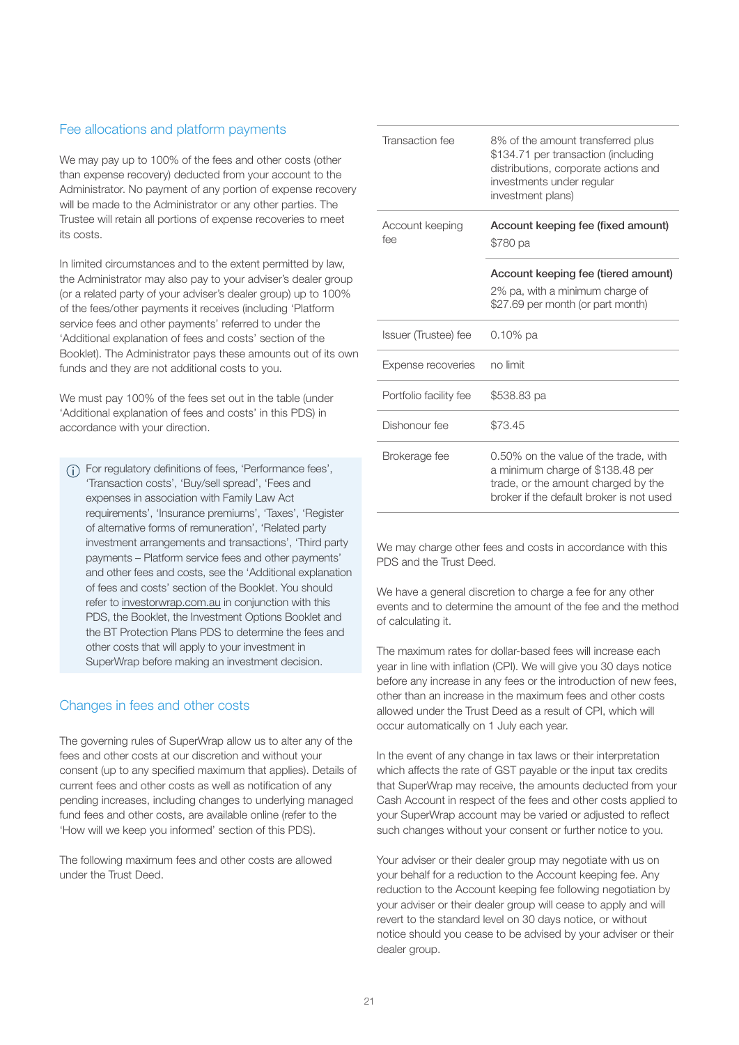## Fee allocations and platform payments

We may pay up to 100% of the fees and other costs (other than expense recovery) deducted from your account to the Administrator. No payment of any portion of expense recovery will be made to the Administrator or any other parties. The Trustee will retain all portions of expense recoveries to meet its costs.

In limited circumstances and to the extent permitted by law, the Administrator may also pay to your adviser's dealer group (or a related party of your adviser's dealer group) up to 100% of the fees/other payments it receives (including 'Platform service fees and other payments' referred to under the 'Additional explanation of fees and costs' section of the Booklet). The Administrator pays these amounts out of its own funds and they are not additional costs to you.

We must pay 100% of the fees set out in the table (under 'Additional explanation of fees and costs' in this PDS) in accordance with your direction.

> For regulatory definitions of fees, 'Performance fees', 'Transaction costs', 'Buy/sell spread', 'Fees and expenses in association with Family Law Act requirements', 'Insurance premiums', 'Taxes', 'Register of alternative forms of remuneration', 'Related party investment arrangements and transactions', 'Third party payments – Platform service fees and other payments' and other fees and costs, see the 'Additional explanation of fees and costs' section of the Booklet. You should refer to investorwrap.com.au in conjunction with this PDS, the Booklet, the Investment Options Booklet and the BT Protection Plans PDS to determine the fees and other costs that will apply to your investment in SuperWrap before making an investment decision.

## Changes in fees and other costs

The governing rules of SuperWrap allow us to alter any of the fees and other costs at our discretion and without your consent (up to any specified maximum that applies). Details of current fees and other costs as well as notification of any pending increases, including changes to underlying managed fund fees and other costs, are available online (refer to the 'How will we keep you informed' section of this PDS).

The following maximum fees and other costs are allowed under the Trust Deed.

| | |
|---|---|
| Transaction fee | 8% of the amount transferred plus $134.71 per transaction (including distributions, corporate actions and investments under regular investment plans) |
| Account keeping fee | **Account keeping fee (fixed amount)**<br>$780 pa |
| | **Account keeping fee (tiered amount)**<br>2% pa, with a minimum charge of $27.69 per month (or part month) |
| Issuer (Trustee) fee | 0.10% pa |
| Expense recoveries | no limit |
| Portfolio facility fee | $538.83 pa |
| Dishonour fee | $73.45 |
| Brokerage fee | 0.50% on the value of the trade, with a minimum charge of $138.48 per trade, or the amount charged by the broker if the default broker is not used |

We may charge other fees and costs in accordance with this PDS and the Trust Deed.

We have a general discretion to charge a fee for any other events and to determine the amount of the fee and the method of calculating it.

The maximum rates for dollar-based fees will increase each year in line with inflation (CPI). We will give you 30 days notice before any increase in any fees or the introduction of new fees, other than an increase in the maximum fees and other costs allowed under the Trust Deed as a result of CPI, which will occur automatically on 1 July each year.

In the event of any change in tax laws or their interpretation which affects the rate of GST payable or the input tax credits that SuperWrap may receive, the amounts deducted from your Cash Account in respect of the fees and other costs applied to your SuperWrap account may be varied or adjusted to reflect such changes without your consent or further notice to you.

Your adviser or their dealer group may negotiate with us on your behalf for a reduction to the Account keeping fee. Any reduction to the Account keeping fee following negotiation by your adviser or their dealer group will cease to apply and will revert to the standard level on 30 days notice, or without notice should you cease to be advised by your adviser or their dealer group.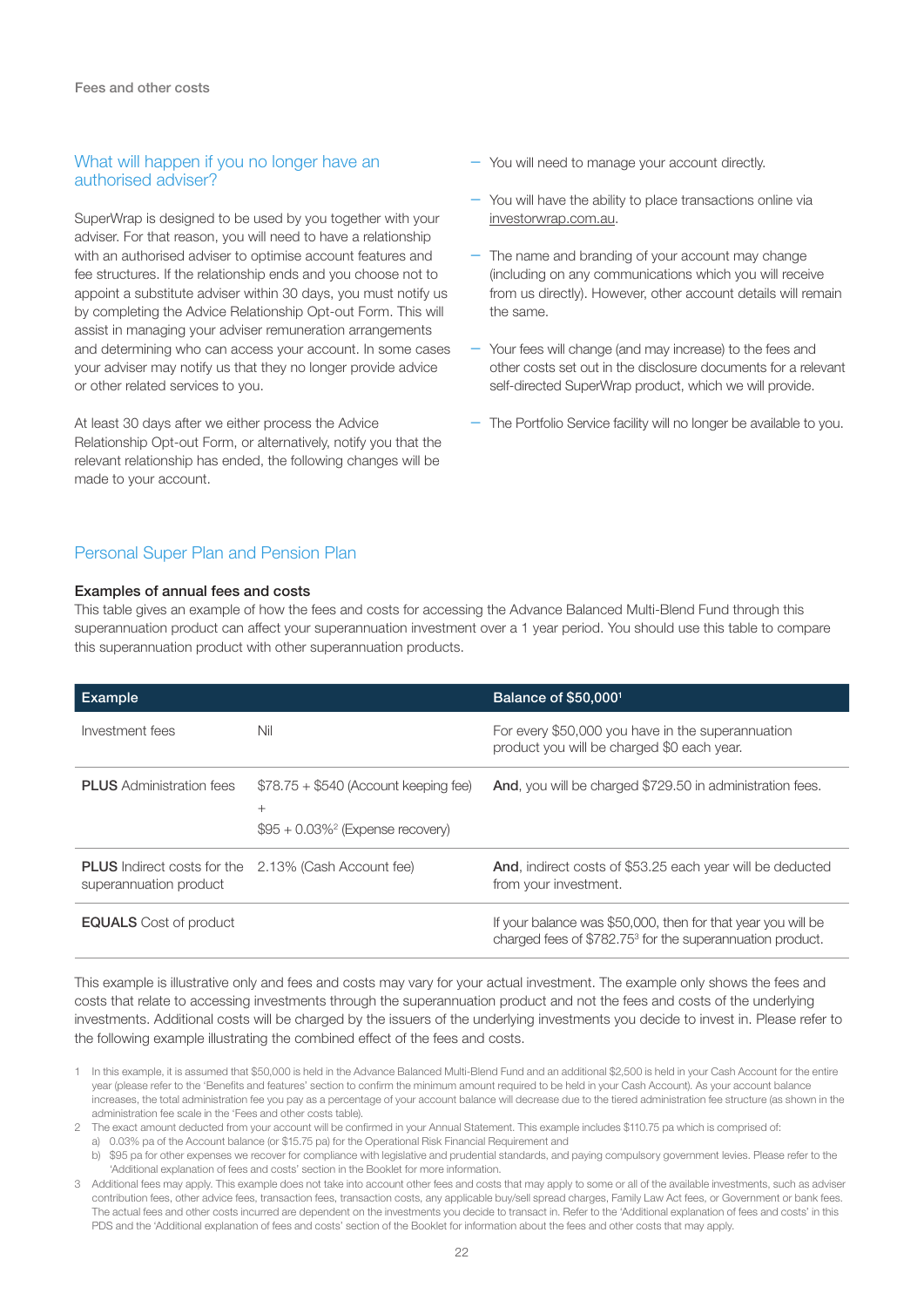## What will happen if you no longer have an authorised adviser?

SuperWrap is designed to be used by you together with your adviser. For that reason, you will need to have a relationship with an authorised adviser to optimise account features and fee structures. If the relationship ends and you choose not to appoint a substitute adviser within 30 days, you must notify us by completing the Advice Relationship Opt-out Form. This will assist in managing your adviser remuneration arrangements and determining who can access your account. In some cases your adviser may notify us that they no longer provide advice or other related services to you.

At least 30 days after we either process the Advice Relationship Opt-out Form, or alternatively, notify you that the relevant relationship has ended, the following changes will be made to your account.

- You will need to manage your account directly.
- You will have the ability to place transactions online via investorwrap.com.au.
- The name and branding of your account may change (including on any communications which you will receive from us directly). However, other account details will remain the same.
- Your fees will change (and may increase) to the fees and other costs set out in the disclosure documents for a relevant self-directed SuperWrap product, which we will provide.
- The Portfolio Service facility will no longer be available to you.

## Personal Super Plan and Pension Plan

### Examples of annual fees and costs

This table gives an example of how the fees and costs for accessing the Advance Balanced Multi-Blend Fund through this superannuation product can affect your superannuation investment over a 1 year period. You should use this table to compare this superannuation product with other superannuation products.

| Example | | Balance of $50,000[1] |
|---|---|---|
| Investment fees | Nil | For every $50,000 you have in the superannuation product you will be charged $0 each year. |
| **PLUS** Administration fees | $78.75 + $540 (Account keeping fee) + $95 + 0.03%[2] (Expense recovery) | **And**, you will be charged $729.50 in administration fees. |
| **PLUS** Indirect costs for the superannuation product | 2.13% (Cash Account fee) | **And**, indirect costs of $53.25 each year will be deducted from your investment. |
| **EQUALS** Cost of product | | If your balance was $50,000, then for that year you will be charged fees of $782.75[3] for the superannuation product. |

This example is illustrative only and fees and costs may vary for your actual investment. The example only shows the fees and costs that relate to accessing investments through the superannuation product and not the fees and costs of the underlying investments. Additional costs will be charged by the issuers of the underlying investments you decide to invest in. Please refer to the following example illustrating the combined effect of the fees and costs.

1 In this example, it is assumed that $50,000 is held in the Advance Balanced Multi-Blend Fund and an additional $2,500 is held in your Cash Account for the entire year (please refer to the 'Benefits and features' section to confirm the minimum amount required to be held in your Cash Account). As your account balance increases, the total administration fee you pay as a percentage of your account balance will decrease due to the tiered administration fee structure (as shown in the administration fee scale in the 'Fees and other costs table).

2 The exact amount deducted from your account will be confirmed in your Annual Statement. This example includes $110.75 pa which is comprised of:
 a) 0.03% pa of the Account balance (or $15.75 pa) for the Operational Risk Financial Requirement and
 b) $95 pa for other expenses we recover for compliance with legislative and prudential standards, and paying compulsory government levies. Please refer to the 'Additional explanation of fees and costs' section in the Booklet for more information.

3 Additional fees may apply. This example does not take into account other fees and costs that may apply to some or all of the available investments, such as adviser contribution fees, other advice fees, transaction fees, transaction costs, any applicable buy/sell spread charges, Family Law Act fees, or Government or bank fees. The actual fees and other costs incurred are dependent on the investments you decide to transact in. Refer to the 'Additional explanation of fees and costs' in this PDS and the 'Additional explanation of fees and costs' section of the Booklet for information about the fees and other costs that may apply.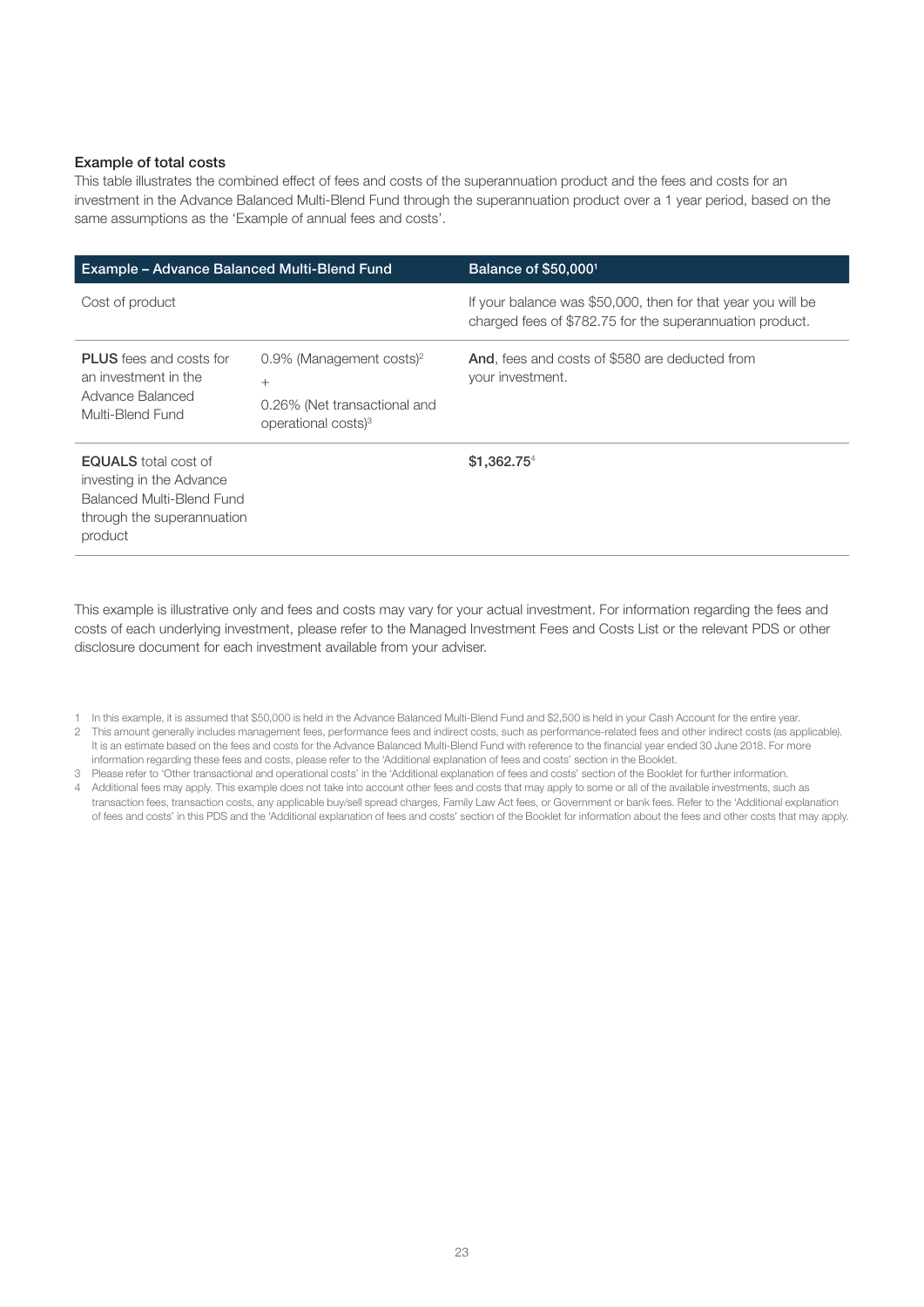### Example of total costs

This table illustrates the combined effect of fees and costs of the superannuation product and the fees and costs for an investment in the Advance Balanced Multi-Blend Fund through the superannuation product over a 1 year period, based on the same assumptions as the 'Example of annual fees and costs'.

| Example – Advance Balanced Multi-Blend Fund | | Balance of $50,000[1] |
|---|---|---|
| Cost of product | | If your balance was $50,000, then for that year you will be charged fees of $782.75 for the superannuation product. |
| **PLUS** fees and costs for an investment in the Advance Balanced Multi-Blend Fund | 0.9% (Management costs)[2] + 0.26% (Net transactional and operational costs)[3] | **And**, fees and costs of $580 are deducted from your investment. |
| **EQUALS** total cost of investing in the Advance Balanced Multi-Blend Fund through the superannuation product | | $1,362.75[4] |

This example is illustrative only and fees and costs may vary for your actual investment. For information regarding the fees and costs of each underlying investment, please refer to the Managed Investment Fees and Costs List or the relevant PDS or other disclosure document for each investment available from your adviser.

1 In this example, it is assumed that $50,000 is held in the Advance Balanced Multi-Blend Fund and $2,500 is held in your Cash Account for the entire year.

2 This amount generally includes management fees, performance fees and indirect costs, such as performance-related fees and other indirect costs (as applicable). It is an estimate based on the fees and costs for the Advance Balanced Multi-Blend Fund with reference to the financial year ended 30 June 2018. For more information regarding these fees and costs, please refer to the 'Additional explanation of fees and costs' section in the Booklet.

3 Please refer to 'Other transactional and operational costs' in the 'Additional explanation of fees and costs' section of the Booklet for further information.

4 Additional fees may apply. This example does not take into account other fees and costs that may apply to some or all of the available investments, such as transaction fees, transaction costs, any applicable buy/sell spread charges, Family Law Act fees, or Government or bank fees. Refer to the 'Additional explanation of fees and costs' in this PDS and the 'Additional explanation of fees and costs' section of the Booklet for information about the fees and other costs that may apply.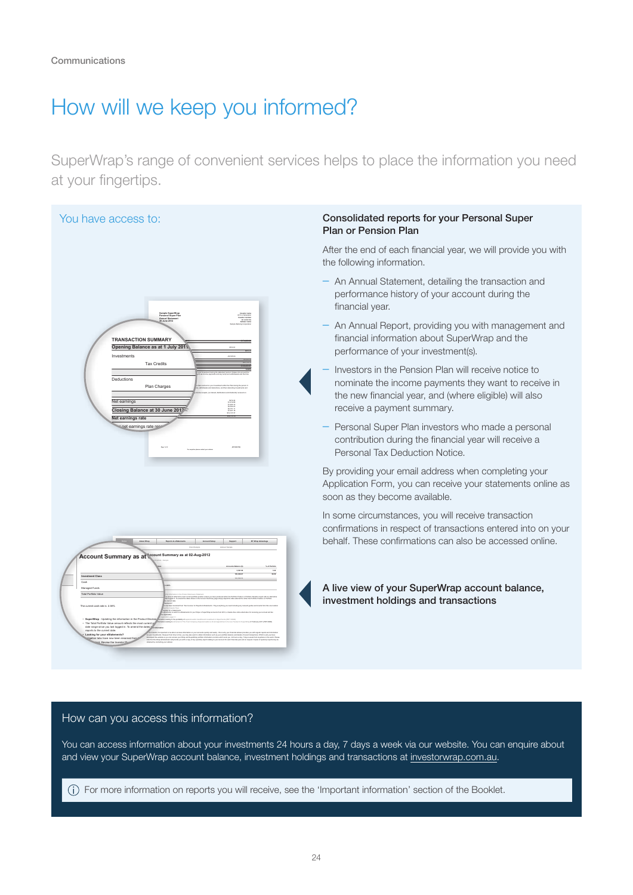Communications

# How will we keep you informed?

SuperWrap's range of convenient services helps to place the information you need at your fingertips.

You have access to:

### Consolidated reports for your Personal Super Plan or Pension Plan

After the end of each financial year, we will provide you with the following information.

- An Annual Statement, detailing the transaction and performance history of your account during the financial year.
- An Annual Report, providing you with management and financial information about SuperWrap and the performance of your investment(s).
- Investors in the Pension Plan will receive notice to nominate the income payments they want to receive in the new financial year, and (where eligible) will also receive a payment summary.
- Personal Super Plan investors who made a personal contribution during the financial year will receive a Personal Tax Deduction Notice.

By providing your email address when completing your Application Form, you can receive your statements online as soon as they become available.

In some circumstances, you will receive transaction confirmations in respect of transactions entered into on your behalf. These confirmations can also be accessed online.

### A live view of your SuperWrap account balance, investment holdings and transactions

## How can you access this information?

You can access information about your investments 24 hours a day, 7 days a week via our website. You can enquire about and view your SuperWrap account balance, investment holdings and transactions at investorwrap.com.au.

ⓘ For more information on reports you will receive, see the 'Important information' section of the Booklet.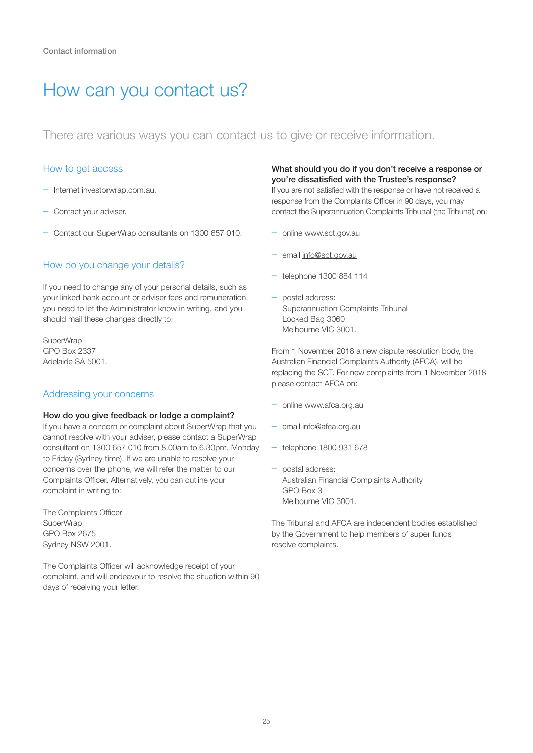Contact information

# How can you contact us?

There are various ways you can contact us to give or receive information.

## How to get access

- Internet investorwrap.com.au.
- Contact your adviser.
- Contact our SuperWrap consultants on 1300 657 010.

## How do you change your details?

If you need to change any of your personal details, such as your linked bank account or adviser fees and remuneration, you need to let the Administrator know in writing, and you should mail these changes directly to:

SuperWrap
GPO Box 2337
Adelaide SA 5001.

## Addressing your concerns

### How do you give feedback or lodge a complaint?

If you have a concern or complaint about SuperWrap that you cannot resolve with your adviser, please contact a SuperWrap consultant on 1300 657 010 from 8.00am to 6.30pm, Monday to Friday (Sydney time). If we are unable to resolve your concerns over the phone, we will refer the matter to our Complaints Officer. Alternatively, you can outline your complaint in writing to:

The Complaints Officer
SuperWrap
GPO Box 2675
Sydney NSW 2001.

The Complaints Officer will acknowledge receipt of your complaint, and will endeavour to resolve the situation within 90 days of receiving your letter.

### What should you do if you don't receive a response or you're dissatisfied with the Trustee's response?

If you are not satisfied with the response or have not received a response from the Complaints Officer in 90 days, you may contact the Superannuation Complaints Tribunal (the Tribunal) on:

- online www.sct.gov.au
- email info@sct.gov.au
- telephone 1300 884 114
- postal address:
  Superannuation Complaints Tribunal
  Locked Bag 3060
  Melbourne VIC 3001.

From 1 November 2018 a new dispute resolution body, the Australian Financial Complaints Authority (AFCA), will be replacing the SCT. For new complaints from 1 November 2018 please contact AFCA on:

- online www.afca.org.au
- email info@afca.org.au
- telephone 1800 931 678
- postal address:
  Australian Financial Complaints Authority
  GPO Box 3
  Melbourne VIC 3001.

The Tribunal and AFCA are independent bodies established by the Government to help members of super funds resolve complaints.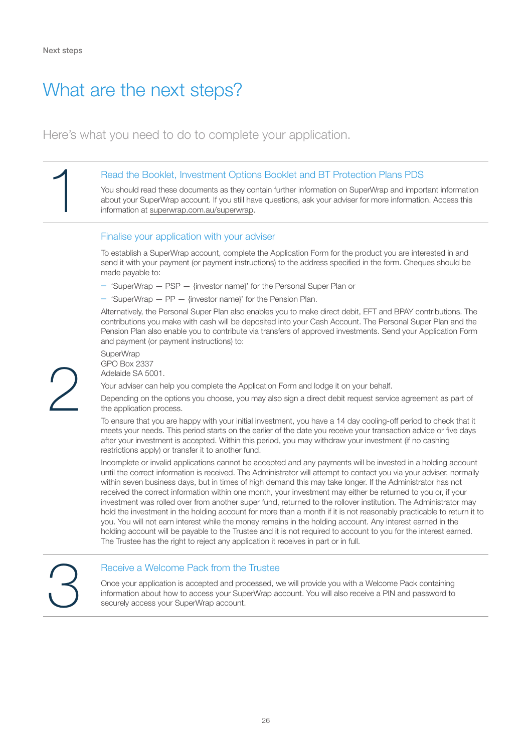# What are the next steps?

Here's what you need to do to complete your application.

## 1 Read the Booklet, Investment Options Booklet and BT Protection Plans PDS

You should read these documents as they contain further information on SuperWrap and important information about your SuperWrap account. If you still have questions, ask your adviser for more information. Access this information at superwrap.com.au/superwrap.

## 2 Finalise your application with your adviser

To establish a SuperWrap account, complete the Application Form for the product you are interested in and send it with your payment (or payment instructions) to the address specified in the form. Cheques should be made payable to:

- 'SuperWrap — PSP — {investor name}' for the Personal Super Plan or
- 'SuperWrap — PP — {investor name}' for the Pension Plan.

Alternatively, the Personal Super Plan also enables you to make direct debit, EFT and BPAY contributions. The contributions you make with cash will be deposited into your Cash Account. The Personal Super Plan and the Pension Plan also enable you to contribute via transfers of approved investments. Send your Application Form and payment (or payment instructions) to:

SuperWrap
GPO Box 2337
Adelaide SA 5001.

Your adviser can help you complete the Application Form and lodge it on your behalf.

Depending on the options you choose, you may also sign a direct debit request service agreement as part of the application process.

To ensure that you are happy with your initial investment, you have a 14 day cooling-off period to check that it meets your needs. This period starts on the earlier of the date you receive your transaction advice or five days after your investment is accepted. Within this period, you may withdraw your investment (if no cashing restrictions apply) or transfer it to another fund.

Incomplete or invalid applications cannot be accepted and any payments will be invested in a holding account until the correct information is received. The Administrator will attempt to contact you via your adviser, normally within seven business days, but in times of high demand this may take longer. If the Administrator has not received the correct information within one month, your investment may either be returned to you or, if your investment was rolled over from another super fund, returned to the rollover institution. The Administrator may hold the investment in the holding account for more than a month if it is not reasonably practicable to return it to you. You will not earn interest while the money remains in the holding account. Any interest earned in the holding account will be payable to the Trustee and it is not required to account to you for the interest earned. The Trustee has the right to reject any application it receives in part or in full.

## 3 Receive a Welcome Pack from the Trustee

Once your application is accepted and processed, we will provide you with a Welcome Pack containing information about how to access your SuperWrap account. You will also receive a PIN and password to securely access your SuperWrap account.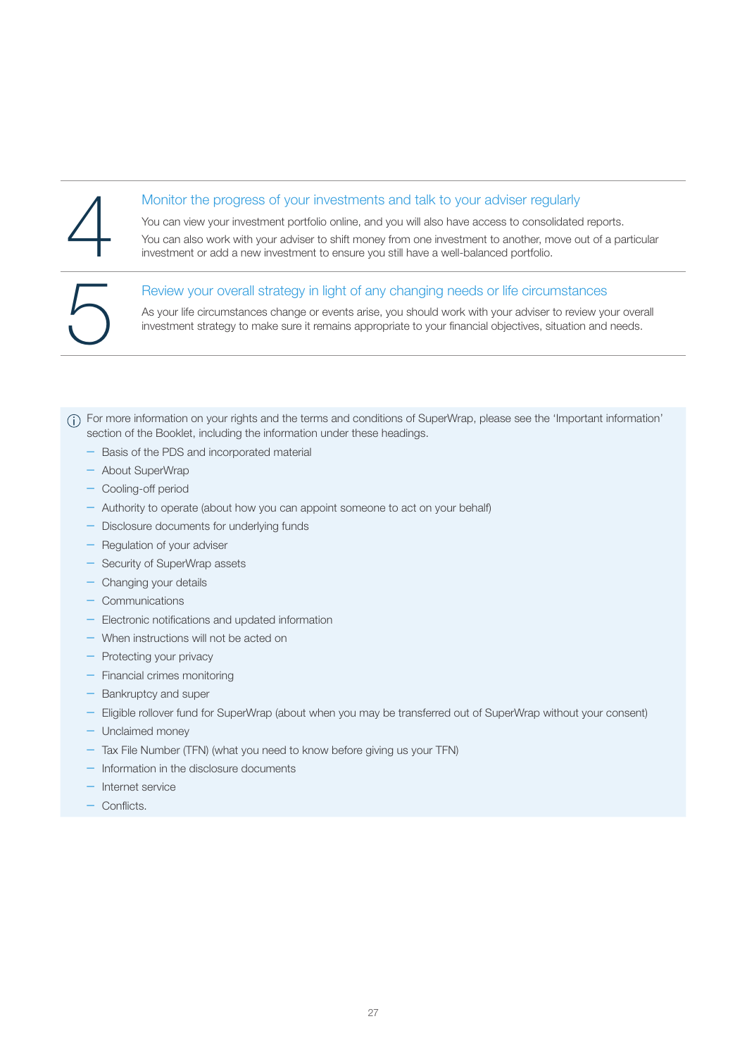## 4 Monitor the progress of your investments and talk to your adviser regularly

You can view your investment portfolio online, and you will also have access to consolidated reports.

You can also work with your adviser to shift money from one investment to another, move out of a particular investment or add a new investment to ensure you still have a well-balanced portfolio.

## 5 Review your overall strategy in light of any changing needs or life circumstances

As your life circumstances change or events arise, you should work with your adviser to review your overall investment strategy to make sure it remains appropriate to your financial objectives, situation and needs.

ⓘ For more information on your rights and the terms and conditions of SuperWrap, please see the 'Important information' section of the Booklet, including the information under these headings.

- Basis of the PDS and incorporated material
- About SuperWrap
- Cooling-off period
- Authority to operate (about how you can appoint someone to act on your behalf)
- Disclosure documents for underlying funds
- Regulation of your adviser
- Security of SuperWrap assets
- Changing your details
- Communications
- Electronic notifications and updated information
- When instructions will not be acted on
- Protecting your privacy
- Financial crimes monitoring
- Bankruptcy and super
- Eligible rollover fund for SuperWrap (about when you may be transferred out of SuperWrap without your consent)
- Unclaimed money
- Tax File Number (TFN) (what you need to know before giving us your TFN)
- Information in the disclosure documents
- Internet service
- Conflicts.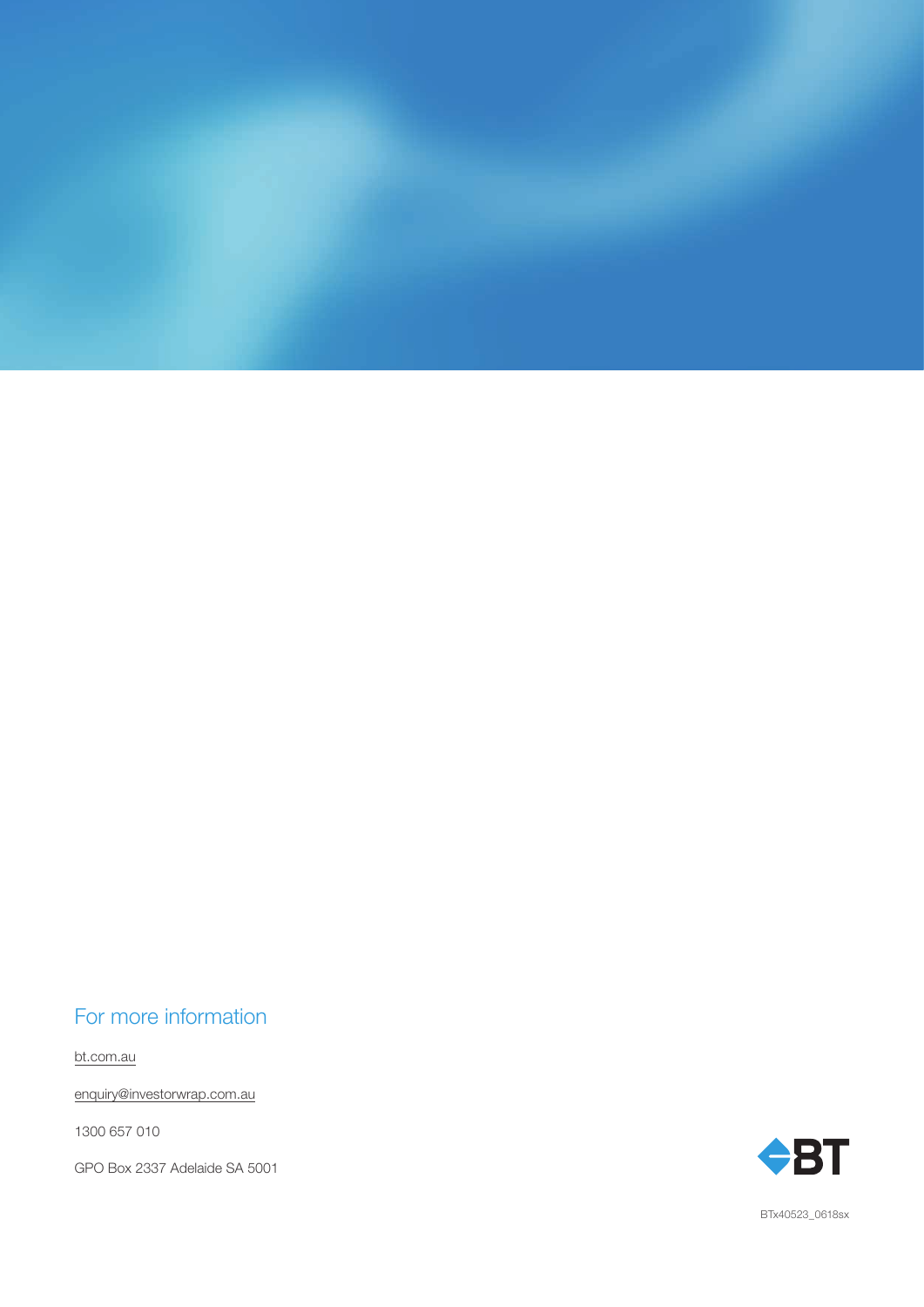## For more information

bt.com.au

enquiry@investorwrap.com.au

1300 657 010

GPO Box 2337 Adelaide SA 5001

BT

BTx40523_0618sx